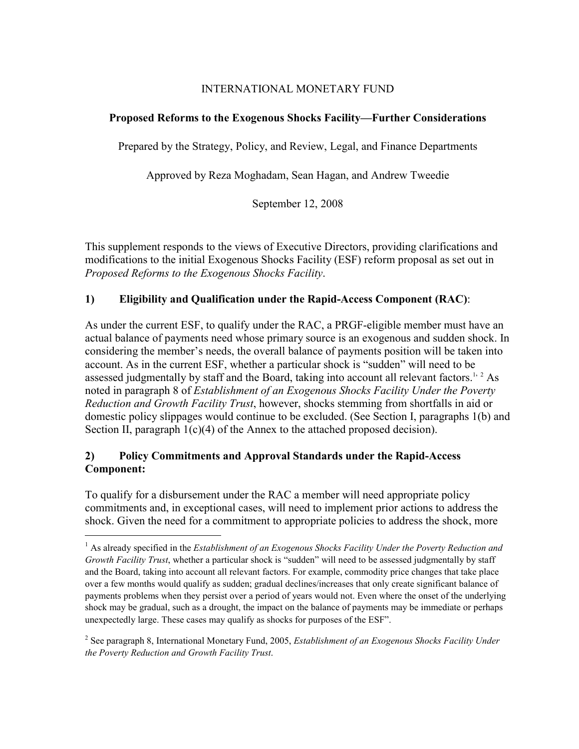INTERNATIONAL MONETARY FUND

# Proposed Reforms to the Exogenous Shocks Facility—Further Considerations

Prepared by the Strategy, Policy, and Review, Legal, and Finance Departments

Approved by Reza Moghadam, Sean Hagan, and Andrew Tweedie

September 12, 2008

This supplement responds to the views of Executive Directors, providing clarifications and modifications to the initial Exogenous Shocks Facility (ESF) reform proposal as set out in *Proposed Reforms to the Exogenous Shocks Facility*.

## 1) Eligibility and Qualification under the Rapid-Access Component (RAC):

As under the current ESF, to qualify under the RAC, a PRGF-eligible member must have an actual balance of payments need whose primary source is an exogenous and sudden shock. In considering the member's needs, the overall balance of payments position will be taken into account. As in the current ESF, whether a particular shock is "sudden" will need to be assessed judgmentally by staff and the Board, taking into account all relevant factors.[1, 2] As noted in paragraph 8 of *Establishment of an Exogenous Shocks Facility Under the Poverty Reduction and Growth Facility Trust*, however, shocks stemming from shortfalls in aid or domestic policy slippages would continue to be excluded. (See Section I, paragraphs 1(b) and Section II, paragraph 1(c)(4) of the Annex to the attached proposed decision).

## 2) Policy Commitments and Approval Standards under the Rapid-Access Component:

To qualify for a disbursement under the RAC a member will need appropriate policy commitments and, in exceptional cases, will need to implement prior actions to address the shock. Given the need for a commitment to appropriate policies to address the shock, more

---

[1] As already specified in the *Establishment of an Exogenous Shocks Facility Under the Poverty Reduction and Growth Facility Trust*, whether a particular shock is "sudden" will need to be assessed judgmentally by staff and the Board, taking into account all relevant factors. For example, commodity price changes that take place over a few months would qualify as sudden; gradual declines/increases that only create significant balance of payments problems when they persist over a period of years would not. Even where the onset of the underlying shock may be gradual, such as a drought, the impact on the balance of payments may be immediate or perhaps unexpectedly large. These cases may qualify as shocks for purposes of the ESF".

[2] See paragraph 8, International Monetary Fund, 2005, *Establishment of an Exogenous Shocks Facility Under the Poverty Reduction and Growth Facility Trust*.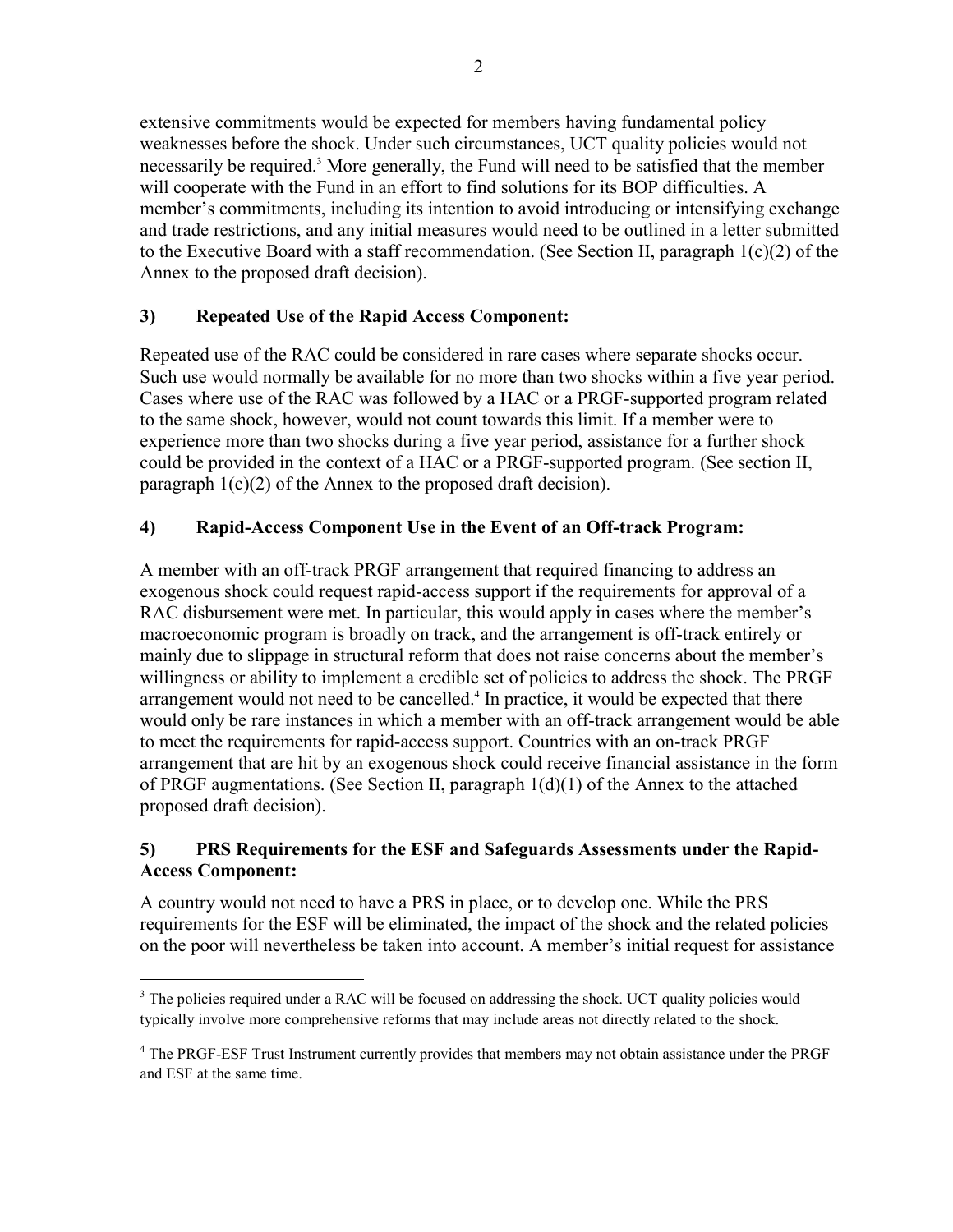extensive commitments would be expected for members having fundamental policy weaknesses before the shock. Under such circumstances, UCT quality policies would not necessarily be required.[3] More generally, the Fund will need to be satisfied that the member will cooperate with the Fund in an effort to find solutions for its BOP difficulties. A member's commitments, including its intention to avoid introducing or intensifying exchange and trade restrictions, and any initial measures would need to be outlined in a letter submitted to the Executive Board with a staff recommendation. (See Section II, paragraph 1(c)(2) of the Annex to the proposed draft decision).

### 3) Repeated Use of the Rapid Access Component:

Repeated use of the RAC could be considered in rare cases where separate shocks occur. Such use would normally be available for no more than two shocks within a five year period. Cases where use of the RAC was followed by a HAC or a PRGF-supported program related to the same shock, however, would not count towards this limit. If a member were to experience more than two shocks during a five year period, assistance for a further shock could be provided in the context of a HAC or a PRGF-supported program. (See section II, paragraph 1(c)(2) of the Annex to the proposed draft decision).

### 4) Rapid-Access Component Use in the Event of an Off-track Program:

A member with an off-track PRGF arrangement that required financing to address an exogenous shock could request rapid-access support if the requirements for approval of a RAC disbursement were met. In particular, this would apply in cases where the member's macroeconomic program is broadly on track, and the arrangement is off-track entirely or mainly due to slippage in structural reform that does not raise concerns about the member's willingness or ability to implement a credible set of policies to address the shock. The PRGF arrangement would not need to be cancelled.[4] In practice, it would be expected that there would only be rare instances in which a member with an off-track arrangement would be able to meet the requirements for rapid-access support. Countries with an on-track PRGF arrangement that are hit by an exogenous shock could receive financial assistance in the form of PRGF augmentations. (See Section II, paragraph 1(d)(1) of the Annex to the attached proposed draft decision).

### 5) PRS Requirements for the ESF and Safeguards Assessments under the Rapid-Access Component:

A country would not need to have a PRS in place, or to develop one. While the PRS requirements for the ESF will be eliminated, the impact of the shock and the related policies on the poor will nevertheless be taken into account. A member's initial request for assistance

---

[3] The policies required under a RAC will be focused on addressing the shock. UCT quality policies would typically involve more comprehensive reforms that may include areas not directly related to the shock.

[4] The PRGF-ESF Trust Instrument currently provides that members may not obtain assistance under the PRGF and ESF at the same time.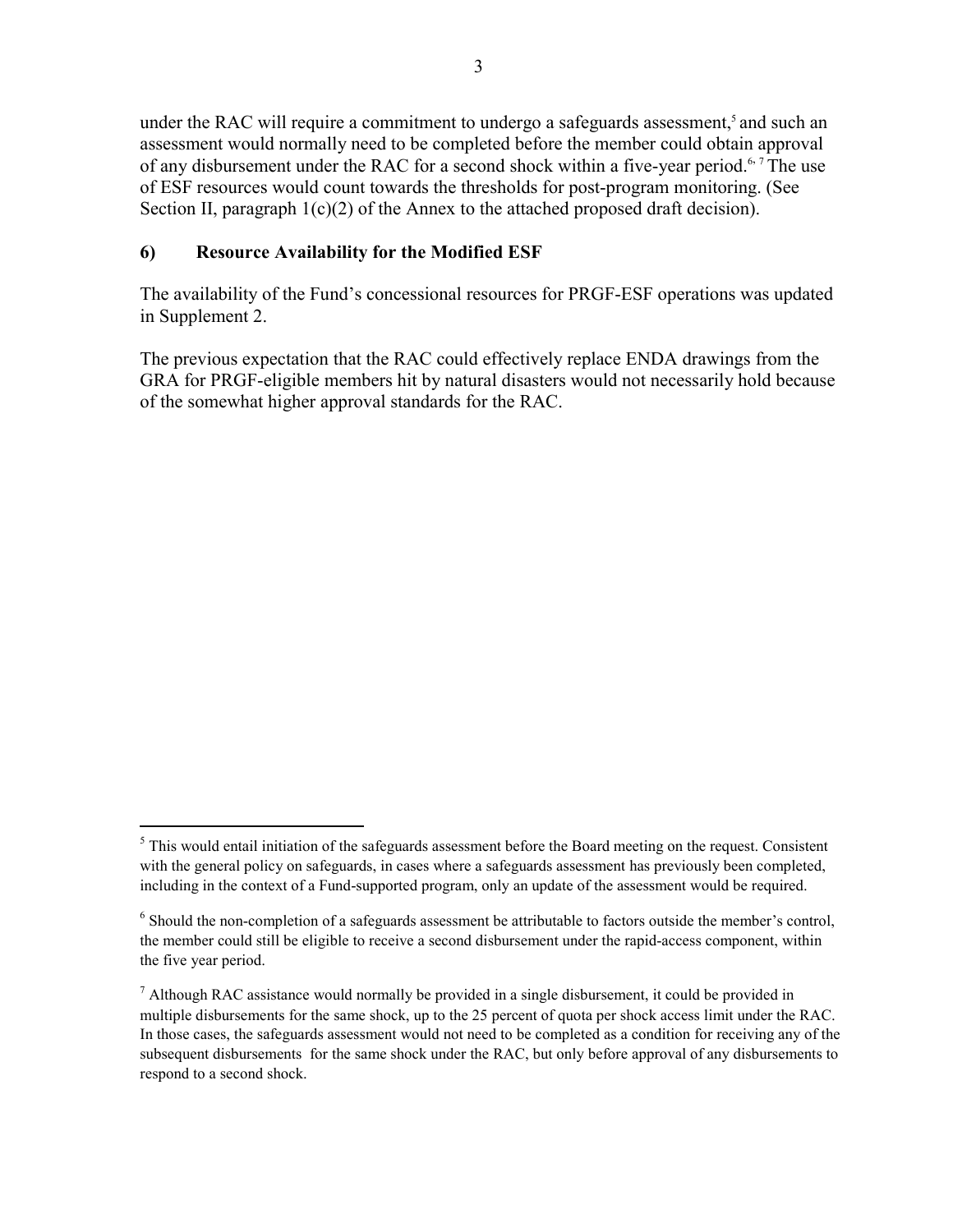under the RAC will require a commitment to undergo a safeguards assessment,[5] and such an assessment would normally need to be completed before the member could obtain approval of any disbursement under the RAC for a second shock within a five-year period.[6, 7] The use of ESF resources would count towards the thresholds for post-program monitoring. (See Section II, paragraph 1(c)(2) of the Annex to the attached proposed draft decision).

## 6) Resource Availability for the Modified ESF

The availability of the Fund's concessional resources for PRGF-ESF operations was updated in Supplement 2.

The previous expectation that the RAC could effectively replace ENDA drawings from the GRA for PRGF-eligible members hit by natural disasters would not necessarily hold because of the somewhat higher approval standards for the RAC.

---

[5] This would entail initiation of the safeguards assessment before the Board meeting on the request. Consistent with the general policy on safeguards, in cases where a safeguards assessment has previously been completed, including in the context of a Fund-supported program, only an update of the assessment would be required.

[6] Should the non-completion of a safeguards assessment be attributable to factors outside the member's control, the member could still be eligible to receive a second disbursement under the rapid-access component, within the five year period.

[7] Although RAC assistance would normally be provided in a single disbursement, it could be provided in multiple disbursements for the same shock, up to the 25 percent of quota per shock access limit under the RAC. In those cases, the safeguards assessment would not need to be completed as a condition for receiving any of the subsequent disbursements for the same shock under the RAC, but only before approval of any disbursements to respond to a second shock.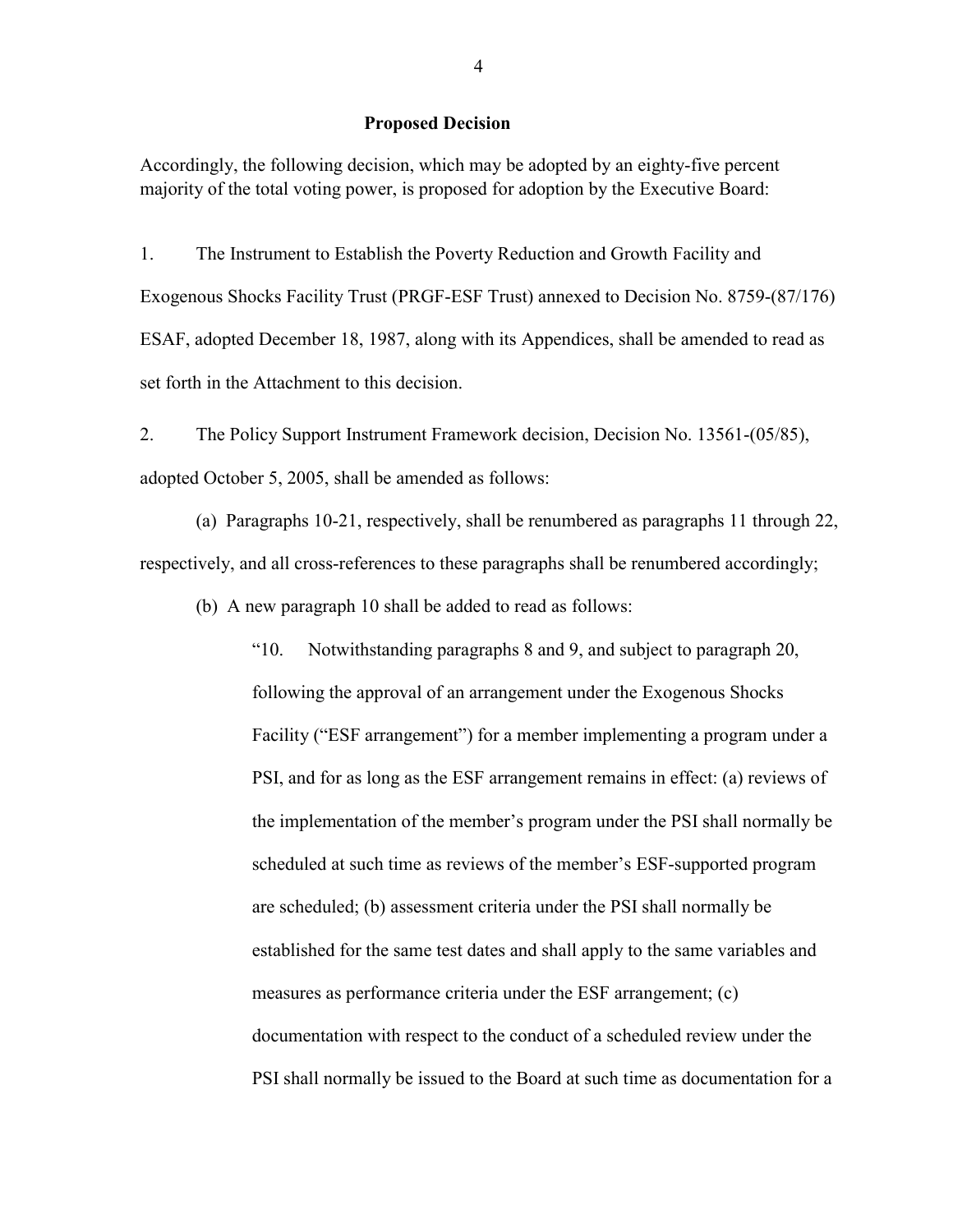## Proposed Decision

Accordingly, the following decision, which may be adopted by an eighty-five percent majority of the total voting power, is proposed for adoption by the Executive Board:

1. The Instrument to Establish the Poverty Reduction and Growth Facility and Exogenous Shocks Facility Trust (PRGF-ESF Trust) annexed to Decision No. 8759-(87/176) ESAF, adopted December 18, 1987, along with its Appendices, shall be amended to read as set forth in the Attachment to this decision.

2. The Policy Support Instrument Framework decision, Decision No. 13561-(05/85), adopted October 5, 2005, shall be amended as follows:

(a) Paragraphs 10-21, respectively, shall be renumbered as paragraphs 11 through 22, respectively, and all cross-references to these paragraphs shall be renumbered accordingly;

(b) A new paragraph 10 shall be added to read as follows:

> "10. Notwithstanding paragraphs 8 and 9, and subject to paragraph 20, following the approval of an arrangement under the Exogenous Shocks Facility ("ESF arrangement") for a member implementing a program under a PSI, and for as long as the ESF arrangement remains in effect: (a) reviews of the implementation of the member's program under the PSI shall normally be scheduled at such time as reviews of the member's ESF-supported program are scheduled; (b) assessment criteria under the PSI shall normally be established for the same test dates and shall apply to the same variables and measures as performance criteria under the ESF arrangement; (c) documentation with respect to the conduct of a scheduled review under the PSI shall normally be issued to the Board at such time as documentation for a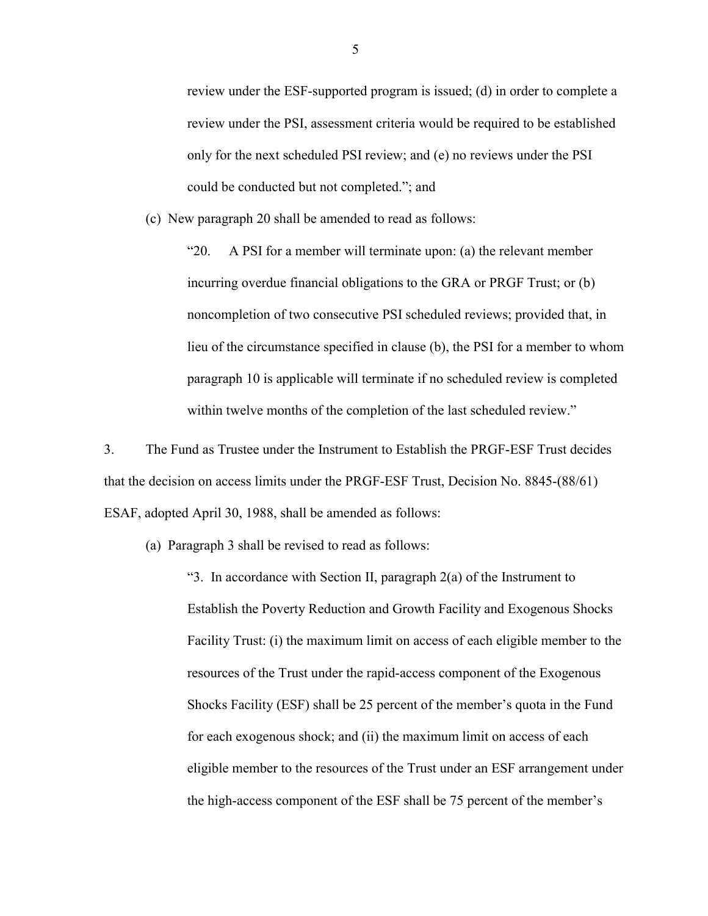review under the ESF-supported program is issued; (d) in order to complete a review under the PSI, assessment criteria would be required to be established only for the next scheduled PSI review; and (e) no reviews under the PSI could be conducted but not completed."; and

(c) New paragraph 20 shall be amended to read as follows:

"20. A PSI for a member will terminate upon: (a) the relevant member incurring overdue financial obligations to the GRA or PRGF Trust; or (b) noncompletion of two consecutive PSI scheduled reviews; provided that, in lieu of the circumstance specified in clause (b), the PSI for a member to whom paragraph 10 is applicable will terminate if no scheduled review is completed within twelve months of the completion of the last scheduled review."

3. The Fund as Trustee under the Instrument to Establish the PRGF-ESF Trust decides that the decision on access limits under the PRGF-ESF Trust, Decision No. 8845-(88/61) ESAF, adopted April 30, 1988, shall be amended as follows:

(a) Paragraph 3 shall be revised to read as follows:

"3. In accordance with Section II, paragraph 2(a) of the Instrument to Establish the Poverty Reduction and Growth Facility and Exogenous Shocks Facility Trust: (i) the maximum limit on access of each eligible member to the resources of the Trust under the rapid-access component of the Exogenous Shocks Facility (ESF) shall be 25 percent of the member's quota in the Fund for each exogenous shock; and (ii) the maximum limit on access of each eligible member to the resources of the Trust under an ESF arrangement under the high-access component of the ESF shall be 75 percent of the member's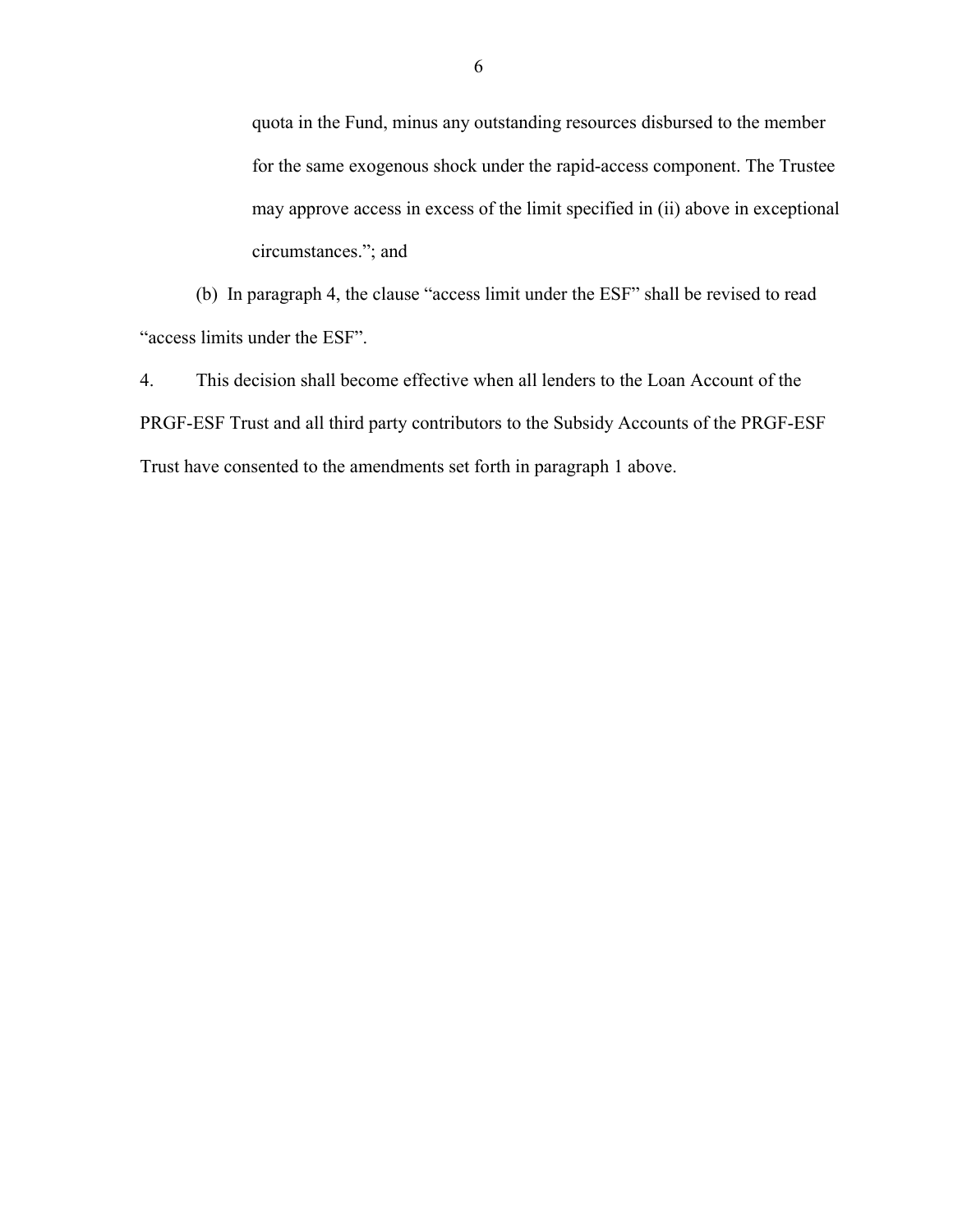quota in the Fund, minus any outstanding resources disbursed to the member for the same exogenous shock under the rapid-access component. The Trustee may approve access in excess of the limit specified in (ii) above in exceptional circumstances."; and

(b) In paragraph 4, the clause "access limit under the ESF" shall be revised to read "access limits under the ESF".

4. This decision shall become effective when all lenders to the Loan Account of the PRGF-ESF Trust and all third party contributors to the Subsidy Accounts of the PRGF-ESF Trust have consented to the amendments set forth in paragraph 1 above.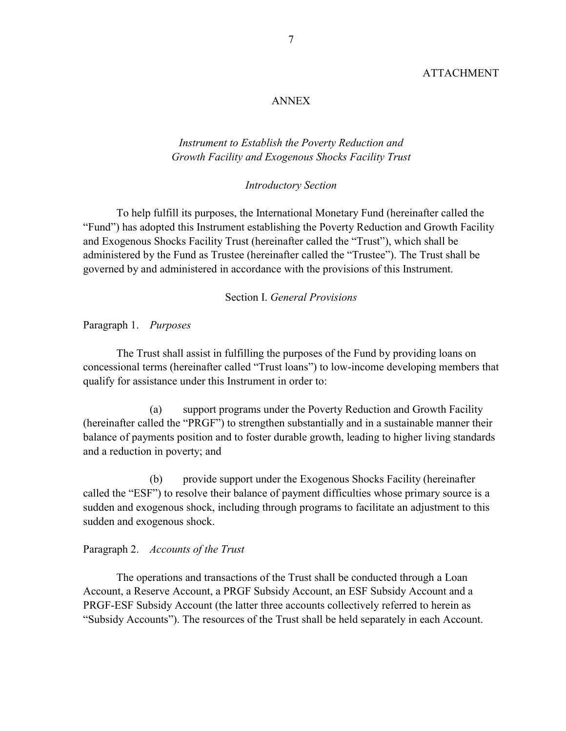ATTACHMENT

# ANNEX

## *Instrument to Establish the Poverty Reduction and Growth Facility and Exogenous Shocks Facility Trust*

### *Introductory Section*

To help fulfill its purposes, the International Monetary Fund (hereinafter called the "Fund") has adopted this Instrument establishing the Poverty Reduction and Growth Facility and Exogenous Shocks Facility Trust (hereinafter called the "Trust"), which shall be administered by the Fund as Trustee (hereinafter called the "Trustee"). The Trust shall be governed by and administered in accordance with the provisions of this Instrument.

### Section I. *General Provisions*

Paragraph 1. *Purposes*

The Trust shall assist in fulfilling the purposes of the Fund by providing loans on concessional terms (hereinafter called "Trust loans") to low-income developing members that qualify for assistance under this Instrument in order to:

(a) support programs under the Poverty Reduction and Growth Facility (hereinafter called the "PRGF") to strengthen substantially and in a sustainable manner their balance of payments position and to foster durable growth, leading to higher living standards and a reduction in poverty; and

(b) provide support under the Exogenous Shocks Facility (hereinafter called the "ESF") to resolve their balance of payment difficulties whose primary source is a sudden and exogenous shock, including through programs to facilitate an adjustment to this sudden and exogenous shock.

Paragraph 2. *Accounts of the Trust*

The operations and transactions of the Trust shall be conducted through a Loan Account, a Reserve Account, a PRGF Subsidy Account, an ESF Subsidy Account and a PRGF-ESF Subsidy Account (the latter three accounts collectively referred to herein as "Subsidy Accounts"). The resources of the Trust shall be held separately in each Account.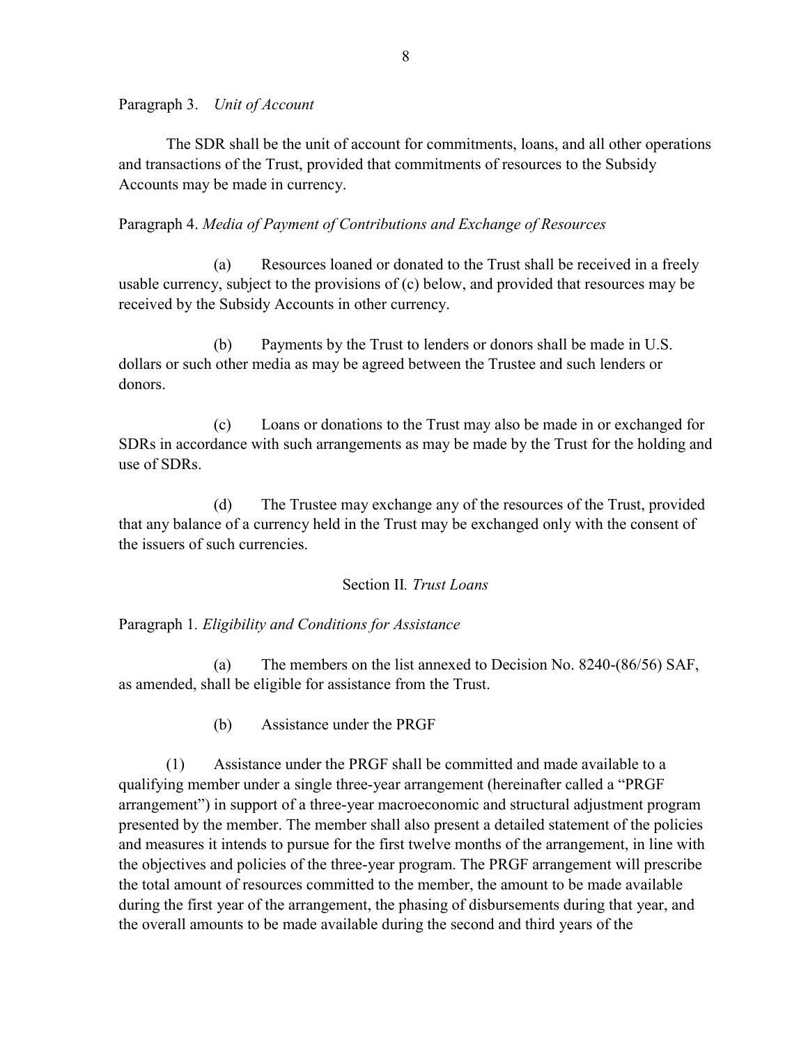Paragraph 3. *Unit of Account*

The SDR shall be the unit of account for commitments, loans, and all other operations and transactions of the Trust, provided that commitments of resources to the Subsidy Accounts may be made in currency.

Paragraph 4. *Media of Payment of Contributions and Exchange of Resources*

(a) Resources loaned or donated to the Trust shall be received in a freely usable currency, subject to the provisions of (c) below, and provided that resources may be received by the Subsidy Accounts in other currency.

(b) Payments by the Trust to lenders or donors shall be made in U.S. dollars or such other media as may be agreed between the Trustee and such lenders or donors.

(c) Loans or donations to the Trust may also be made in or exchanged for SDRs in accordance with such arrangements as may be made by the Trust for the holding and use of SDRs.

(d) The Trustee may exchange any of the resources of the Trust, provided that any balance of a currency held in the Trust may be exchanged only with the consent of the issuers of such currencies.

## Section II. *Trust Loans*

Paragraph 1. *Eligibility and Conditions for Assistance*

(a) The members on the list annexed to Decision No. 8240-(86/56) SAF, as amended, shall be eligible for assistance from the Trust.

(b) Assistance under the PRGF

(1) Assistance under the PRGF shall be committed and made available to a qualifying member under a single three-year arrangement (hereinafter called a "PRGF arrangement") in support of a three-year macroeconomic and structural adjustment program presented by the member. The member shall also present a detailed statement of the policies and measures it intends to pursue for the first twelve months of the arrangement, in line with the objectives and policies of the three-year program. The PRGF arrangement will prescribe the total amount of resources committed to the member, the amount to be made available during the first year of the arrangement, the phasing of disbursements during that year, and the overall amounts to be made available during the second and third years of the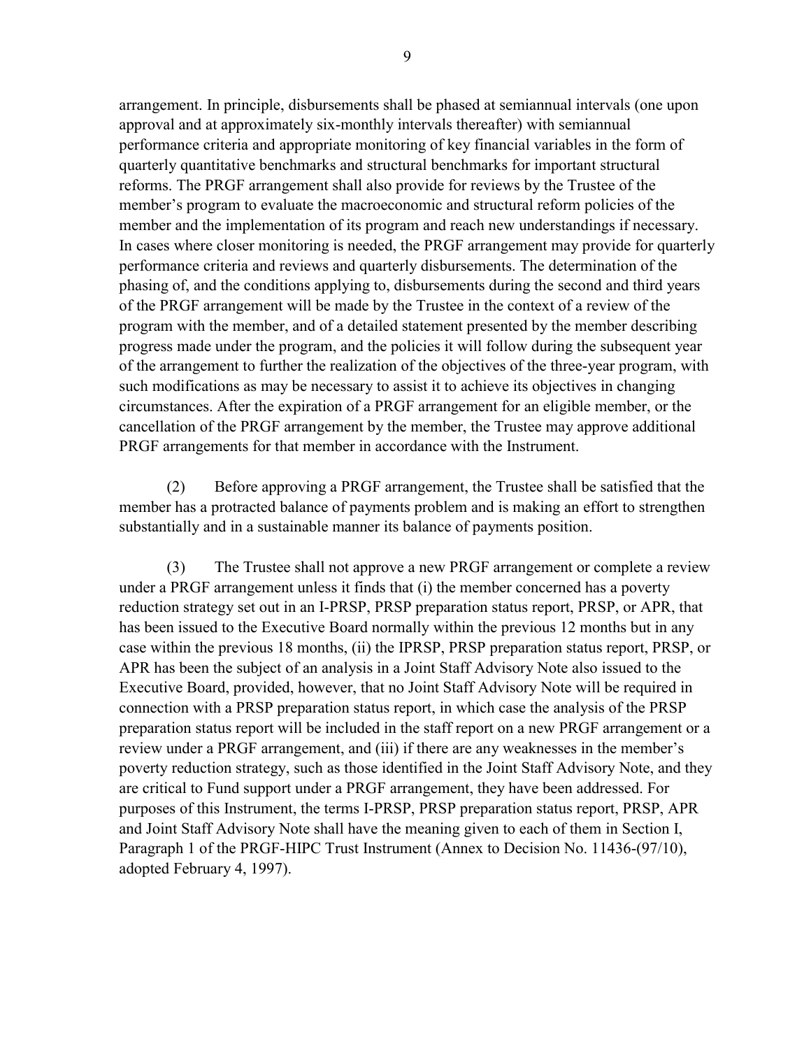arrangement. In principle, disbursements shall be phased at semiannual intervals (one upon approval and at approximately six-monthly intervals thereafter) with semiannual performance criteria and appropriate monitoring of key financial variables in the form of quarterly quantitative benchmarks and structural benchmarks for important structural reforms. The PRGF arrangement shall also provide for reviews by the Trustee of the member's program to evaluate the macroeconomic and structural reform policies of the member and the implementation of its program and reach new understandings if necessary. In cases where closer monitoring is needed, the PRGF arrangement may provide for quarterly performance criteria and reviews and quarterly disbursements. The determination of the phasing of, and the conditions applying to, disbursements during the second and third years of the PRGF arrangement will be made by the Trustee in the context of a review of the program with the member, and of a detailed statement presented by the member describing progress made under the program, and the policies it will follow during the subsequent year of the arrangement to further the realization of the objectives of the three-year program, with such modifications as may be necessary to assist it to achieve its objectives in changing circumstances. After the expiration of a PRGF arrangement for an eligible member, or the cancellation of the PRGF arrangement by the member, the Trustee may approve additional PRGF arrangements for that member in accordance with the Instrument.

(2) Before approving a PRGF arrangement, the Trustee shall be satisfied that the member has a protracted balance of payments problem and is making an effort to strengthen substantially and in a sustainable manner its balance of payments position.

(3) The Trustee shall not approve a new PRGF arrangement or complete a review under a PRGF arrangement unless it finds that (i) the member concerned has a poverty reduction strategy set out in an I-PRSP, PRSP preparation status report, PRSP, or APR, that has been issued to the Executive Board normally within the previous 12 months but in any case within the previous 18 months, (ii) the IPRSP, PRSP preparation status report, PRSP, or APR has been the subject of an analysis in a Joint Staff Advisory Note also issued to the Executive Board, provided, however, that no Joint Staff Advisory Note will be required in connection with a PRSP preparation status report, in which case the analysis of the PRSP preparation status report will be included in the staff report on a new PRGF arrangement or a review under a PRGF arrangement, and (iii) if there are any weaknesses in the member's poverty reduction strategy, such as those identified in the Joint Staff Advisory Note, and they are critical to Fund support under a PRGF arrangement, they have been addressed. For purposes of this Instrument, the terms I-PRSP, PRSP preparation status report, PRSP, APR and Joint Staff Advisory Note shall have the meaning given to each of them in Section I, Paragraph 1 of the PRGF-HIPC Trust Instrument (Annex to Decision No. 11436-(97/10), adopted February 4, 1997).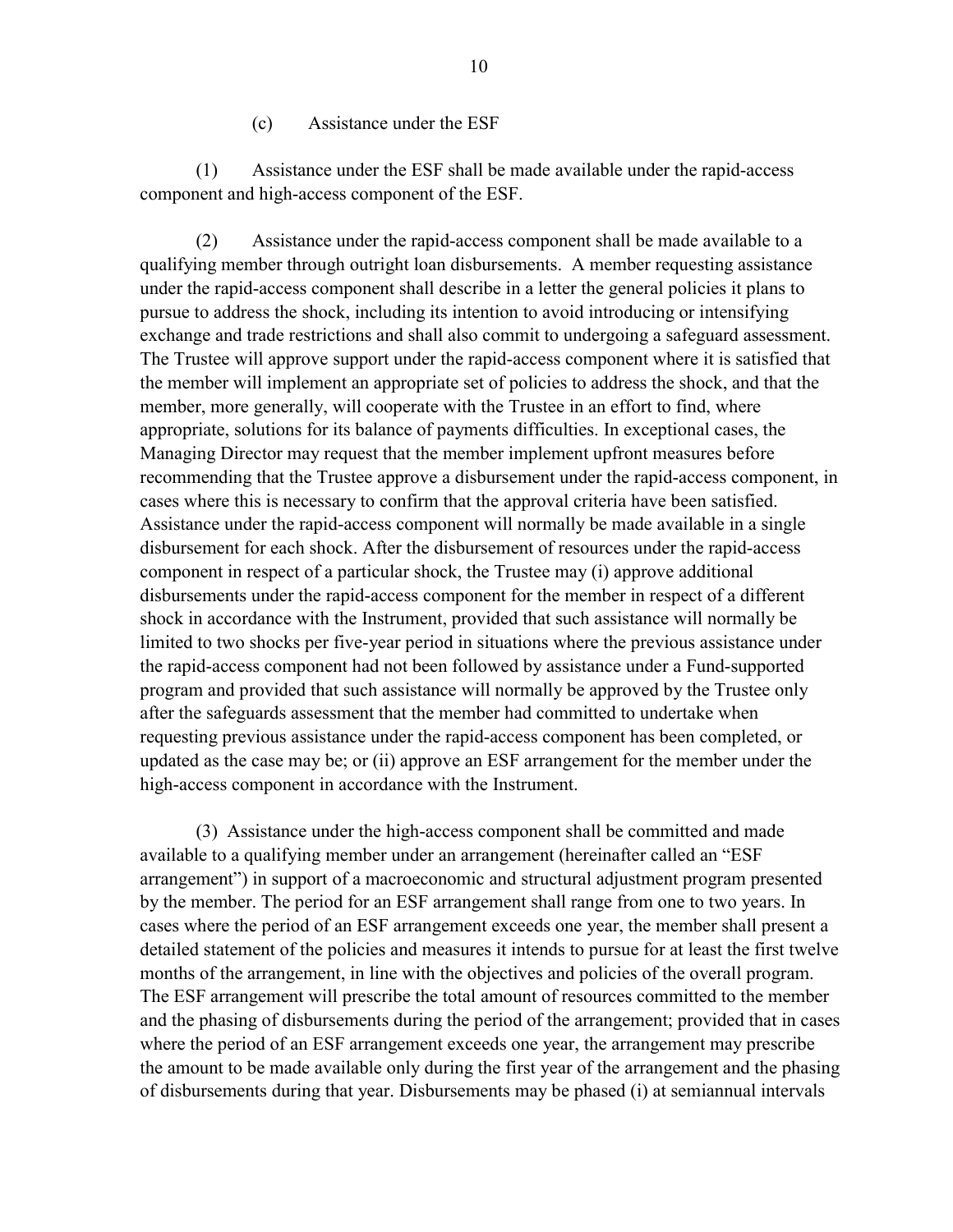(c) Assistance under the ESF

(1) Assistance under the ESF shall be made available under the rapid-access component and high-access component of the ESF.

(2) Assistance under the rapid-access component shall be made available to a qualifying member through outright loan disbursements. A member requesting assistance under the rapid-access component shall describe in a letter the general policies it plans to pursue to address the shock, including its intention to avoid introducing or intensifying exchange and trade restrictions and shall also commit to undergoing a safeguard assessment. The Trustee will approve support under the rapid-access component where it is satisfied that the member will implement an appropriate set of policies to address the shock, and that the member, more generally, will cooperate with the Trustee in an effort to find, where appropriate, solutions for its balance of payments difficulties. In exceptional cases, the Managing Director may request that the member implement upfront measures before recommending that the Trustee approve a disbursement under the rapid-access component, in cases where this is necessary to confirm that the approval criteria have been satisfied. Assistance under the rapid-access component will normally be made available in a single disbursement for each shock. After the disbursement of resources under the rapid-access component in respect of a particular shock, the Trustee may (i) approve additional disbursements under the rapid-access component for the member in respect of a different shock in accordance with the Instrument, provided that such assistance will normally be limited to two shocks per five-year period in situations where the previous assistance under the rapid-access component had not been followed by assistance under a Fund-supported program and provided that such assistance will normally be approved by the Trustee only after the safeguards assessment that the member had committed to undertake when requesting previous assistance under the rapid-access component has been completed, or updated as the case may be; or (ii) approve an ESF arrangement for the member under the high-access component in accordance with the Instrument.

(3) Assistance under the high-access component shall be committed and made available to a qualifying member under an arrangement (hereinafter called an "ESF arrangement") in support of a macroeconomic and structural adjustment program presented by the member. The period for an ESF arrangement shall range from one to two years. In cases where the period of an ESF arrangement exceeds one year, the member shall present a detailed statement of the policies and measures it intends to pursue for at least the first twelve months of the arrangement, in line with the objectives and policies of the overall program. The ESF arrangement will prescribe the total amount of resources committed to the member and the phasing of disbursements during the period of the arrangement; provided that in cases where the period of an ESF arrangement exceeds one year, the arrangement may prescribe the amount to be made available only during the first year of the arrangement and the phasing of disbursements during that year. Disbursements may be phased (i) at semiannual intervals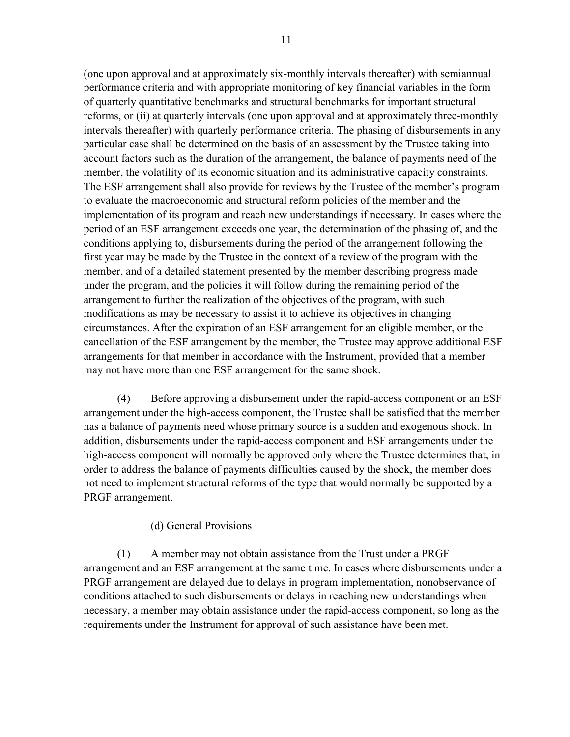(one upon approval and at approximately six-monthly intervals thereafter) with semiannual performance criteria and with appropriate monitoring of key financial variables in the form of quarterly quantitative benchmarks and structural benchmarks for important structural reforms, or (ii) at quarterly intervals (one upon approval and at approximately three-monthly intervals thereafter) with quarterly performance criteria. The phasing of disbursements in any particular case shall be determined on the basis of an assessment by the Trustee taking into account factors such as the duration of the arrangement, the balance of payments need of the member, the volatility of its economic situation and its administrative capacity constraints. The ESF arrangement shall also provide for reviews by the Trustee of the member's program to evaluate the macroeconomic and structural reform policies of the member and the implementation of its program and reach new understandings if necessary. In cases where the period of an ESF arrangement exceeds one year, the determination of the phasing of, and the conditions applying to, disbursements during the period of the arrangement following the first year may be made by the Trustee in the context of a review of the program with the member, and of a detailed statement presented by the member describing progress made under the program, and the policies it will follow during the remaining period of the arrangement to further the realization of the objectives of the program, with such modifications as may be necessary to assist it to achieve its objectives in changing circumstances. After the expiration of an ESF arrangement for an eligible member, or the cancellation of the ESF arrangement by the member, the Trustee may approve additional ESF arrangements for that member in accordance with the Instrument, provided that a member may not have more than one ESF arrangement for the same shock.

(4) Before approving a disbursement under the rapid-access component or an ESF arrangement under the high-access component, the Trustee shall be satisfied that the member has a balance of payments need whose primary source is a sudden and exogenous shock. In addition, disbursements under the rapid-access component and ESF arrangements under the high-access component will normally be approved only where the Trustee determines that, in order to address the balance of payments difficulties caused by the shock, the member does not need to implement structural reforms of the type that would normally be supported by a PRGF arrangement.

(d) General Provisions

(1) A member may not obtain assistance from the Trust under a PRGF arrangement and an ESF arrangement at the same time. In cases where disbursements under a PRGF arrangement are delayed due to delays in program implementation, nonobservance of conditions attached to such disbursements or delays in reaching new understandings when necessary, a member may obtain assistance under the rapid-access component, so long as the requirements under the Instrument for approval of such assistance have been met.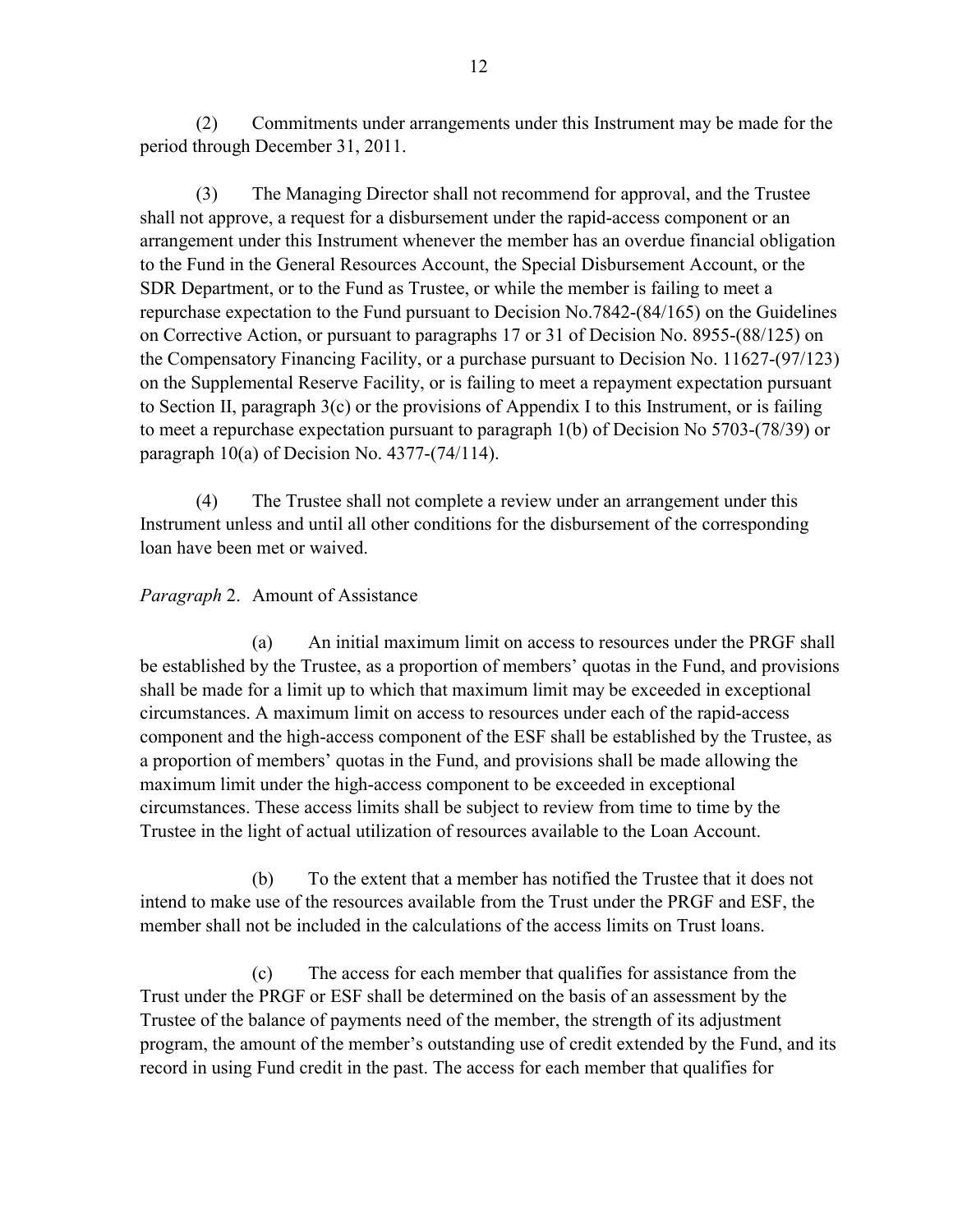(2) Commitments under arrangements under this Instrument may be made for the period through December 31, 2011.

(3) The Managing Director shall not recommend for approval, and the Trustee shall not approve, a request for a disbursement under the rapid-access component or an arrangement under this Instrument whenever the member has an overdue financial obligation to the Fund in the General Resources Account, the Special Disbursement Account, or the SDR Department, or to the Fund as Trustee, or while the member is failing to meet a repurchase expectation to the Fund pursuant to Decision No.7842-(84/165) on the Guidelines on Corrective Action, or pursuant to paragraphs 17 or 31 of Decision No. 8955-(88/125) on the Compensatory Financing Facility, or a purchase pursuant to Decision No. 11627-(97/123) on the Supplemental Reserve Facility, or is failing to meet a repayment expectation pursuant to Section II, paragraph 3(c) or the provisions of Appendix I to this Instrument, or is failing to meet a repurchase expectation pursuant to paragraph 1(b) of Decision No 5703-(78/39) or paragraph 10(a) of Decision No. 4377-(74/114).

(4) The Trustee shall not complete a review under an arrangement under this Instrument unless and until all other conditions for the disbursement of the corresponding loan have been met or waived.

*Paragraph* 2. Amount of Assistance

(a) An initial maximum limit on access to resources under the PRGF shall be established by the Trustee, as a proportion of members' quotas in the Fund, and provisions shall be made for a limit up to which that maximum limit may be exceeded in exceptional circumstances. A maximum limit on access to resources under each of the rapid-access component and the high-access component of the ESF shall be established by the Trustee, as a proportion of members' quotas in the Fund, and provisions shall be made allowing the maximum limit under the high-access component to be exceeded in exceptional circumstances. These access limits shall be subject to review from time to time by the Trustee in the light of actual utilization of resources available to the Loan Account.

(b) To the extent that a member has notified the Trustee that it does not intend to make use of the resources available from the Trust under the PRGF and ESF, the member shall not be included in the calculations of the access limits on Trust loans.

(c) The access for each member that qualifies for assistance from the Trust under the PRGF or ESF shall be determined on the basis of an assessment by the Trustee of the balance of payments need of the member, the strength of its adjustment program, the amount of the member's outstanding use of credit extended by the Fund, and its record in using Fund credit in the past. The access for each member that qualifies for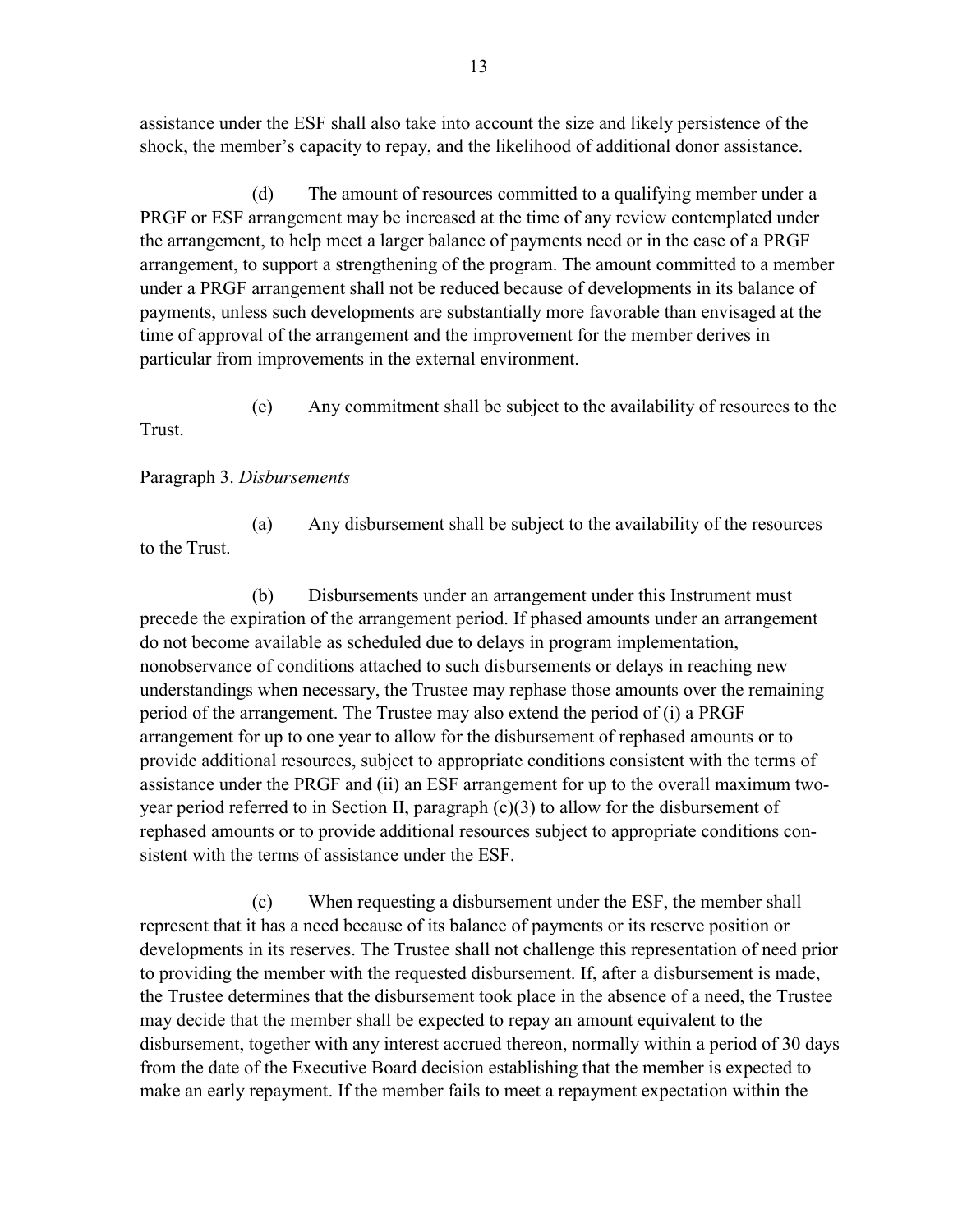assistance under the ESF shall also take into account the size and likely persistence of the shock, the member's capacity to repay, and the likelihood of additional donor assistance.

(d) The amount of resources committed to a qualifying member under a PRGF or ESF arrangement may be increased at the time of any review contemplated under the arrangement, to help meet a larger balance of payments need or in the case of a PRGF arrangement, to support a strengthening of the program. The amount committed to a member under a PRGF arrangement shall not be reduced because of developments in its balance of payments, unless such developments are substantially more favorable than envisaged at the time of approval of the arrangement and the improvement for the member derives in particular from improvements in the external environment.

(e) Any commitment shall be subject to the availability of resources to the Trust.

Paragraph 3. *Disbursements*

(a) Any disbursement shall be subject to the availability of the resources to the Trust.

(b) Disbursements under an arrangement under this Instrument must precede the expiration of the arrangement period. If phased amounts under an arrangement do not become available as scheduled due to delays in program implementation, nonobservance of conditions attached to such disbursements or delays in reaching new understandings when necessary, the Trustee may rephase those amounts over the remaining period of the arrangement. The Trustee may also extend the period of (i) a PRGF arrangement for up to one year to allow for the disbursement of rephased amounts or to provide additional resources, subject to appropriate conditions consistent with the terms of assistance under the PRGF and (ii) an ESF arrangement for up to the overall maximum two-year period referred to in Section II, paragraph (c)(3) to allow for the disbursement of rephased amounts or to provide additional resources subject to appropriate conditions consistent with the terms of assistance under the ESF.

(c) When requesting a disbursement under the ESF, the member shall represent that it has a need because of its balance of payments or its reserve position or developments in its reserves. The Trustee shall not challenge this representation of need prior to providing the member with the requested disbursement. If, after a disbursement is made, the Trustee determines that the disbursement took place in the absence of a need, the Trustee may decide that the member shall be expected to repay an amount equivalent to the disbursement, together with any interest accrued thereon, normally within a period of 30 days from the date of the Executive Board decision establishing that the member is expected to make an early repayment. If the member fails to meet a repayment expectation within the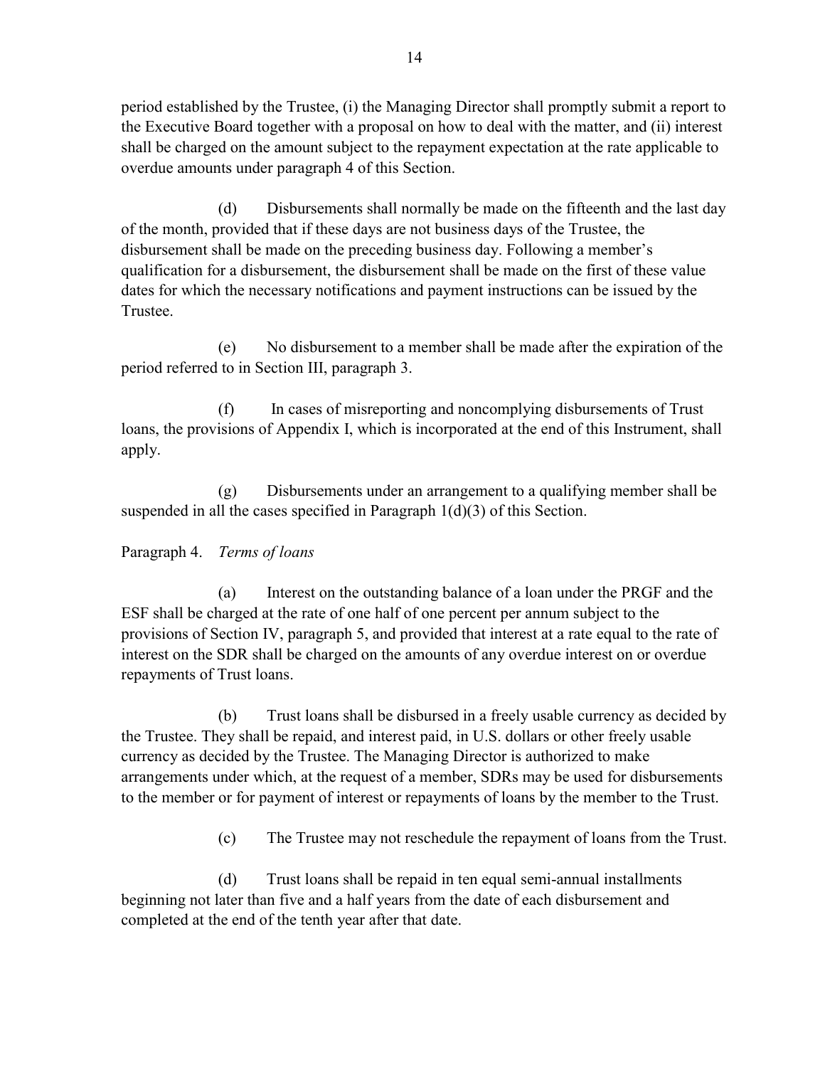period established by the Trustee, (i) the Managing Director shall promptly submit a report to the Executive Board together with a proposal on how to deal with the matter, and (ii) interest shall be charged on the amount subject to the repayment expectation at the rate applicable to overdue amounts under paragraph 4 of this Section.

(d) Disbursements shall normally be made on the fifteenth and the last day of the month, provided that if these days are not business days of the Trustee, the disbursement shall be made on the preceding business day. Following a member's qualification for a disbursement, the disbursement shall be made on the first of these value dates for which the necessary notifications and payment instructions can be issued by the Trustee.

(e) No disbursement to a member shall be made after the expiration of the period referred to in Section III, paragraph 3.

(f) In cases of misreporting and noncomplying disbursements of Trust loans, the provisions of Appendix I, which is incorporated at the end of this Instrument, shall apply.

(g) Disbursements under an arrangement to a qualifying member shall be suspended in all the cases specified in Paragraph 1(d)(3) of this Section.

Paragraph 4. *Terms of loans*

(a) Interest on the outstanding balance of a loan under the PRGF and the ESF shall be charged at the rate of one half of one percent per annum subject to the provisions of Section IV, paragraph 5, and provided that interest at a rate equal to the rate of interest on the SDR shall be charged on the amounts of any overdue interest on or overdue repayments of Trust loans.

(b) Trust loans shall be disbursed in a freely usable currency as decided by the Trustee. They shall be repaid, and interest paid, in U.S. dollars or other freely usable currency as decided by the Trustee. The Managing Director is authorized to make arrangements under which, at the request of a member, SDRs may be used for disbursements to the member or for payment of interest or repayments of loans by the member to the Trust.

(c) The Trustee may not reschedule the repayment of loans from the Trust.

(d) Trust loans shall be repaid in ten equal semi-annual installments beginning not later than five and a half years from the date of each disbursement and completed at the end of the tenth year after that date.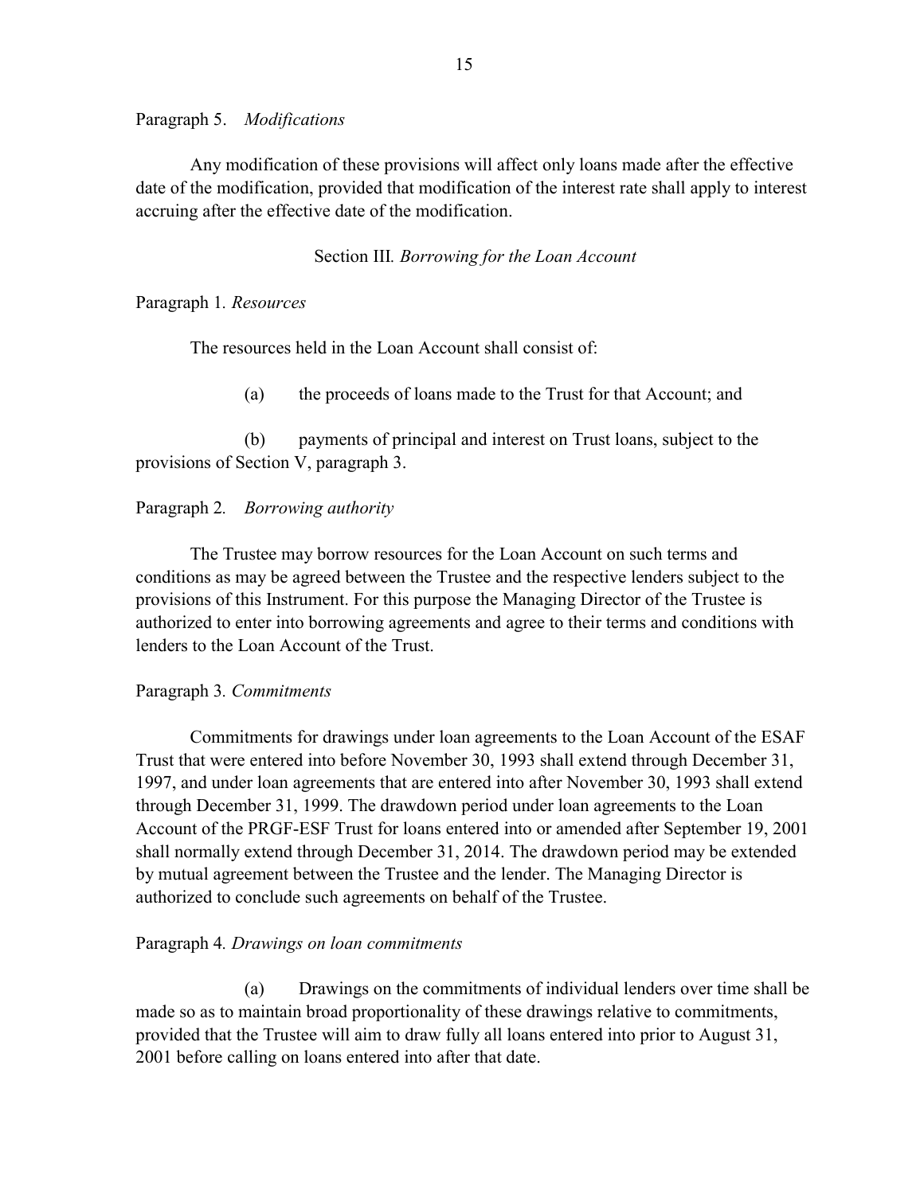Paragraph 5. *Modifications*

Any modification of these provisions will affect only loans made after the effective date of the modification, provided that modification of the interest rate shall apply to interest accruing after the effective date of the modification.

## Section III. *Borrowing for the Loan Account*

Paragraph 1. *Resources*

The resources held in the Loan Account shall consist of:

(a) the proceeds of loans made to the Trust for that Account; and

(b) payments of principal and interest on Trust loans, subject to the provisions of Section V, paragraph 3.

Paragraph 2. *Borrowing authority*

The Trustee may borrow resources for the Loan Account on such terms and conditions as may be agreed between the Trustee and the respective lenders subject to the provisions of this Instrument. For this purpose the Managing Director of the Trustee is authorized to enter into borrowing agreements and agree to their terms and conditions with lenders to the Loan Account of the Trust.

Paragraph 3. *Commitments*

Commitments for drawings under loan agreements to the Loan Account of the ESAF Trust that were entered into before November 30, 1993 shall extend through December 31, 1997, and under loan agreements that are entered into after November 30, 1993 shall extend through December 31, 1999. The drawdown period under loan agreements to the Loan Account of the PRGF-ESF Trust for loans entered into or amended after September 19, 2001 shall normally extend through December 31, 2014. The drawdown period may be extended by mutual agreement between the Trustee and the lender. The Managing Director is authorized to conclude such agreements on behalf of the Trustee.

Paragraph 4. *Drawings on loan commitments*

(a) Drawings on the commitments of individual lenders over time shall be made so as to maintain broad proportionality of these drawings relative to commitments, provided that the Trustee will aim to draw fully all loans entered into prior to August 31, 2001 before calling on loans entered into after that date.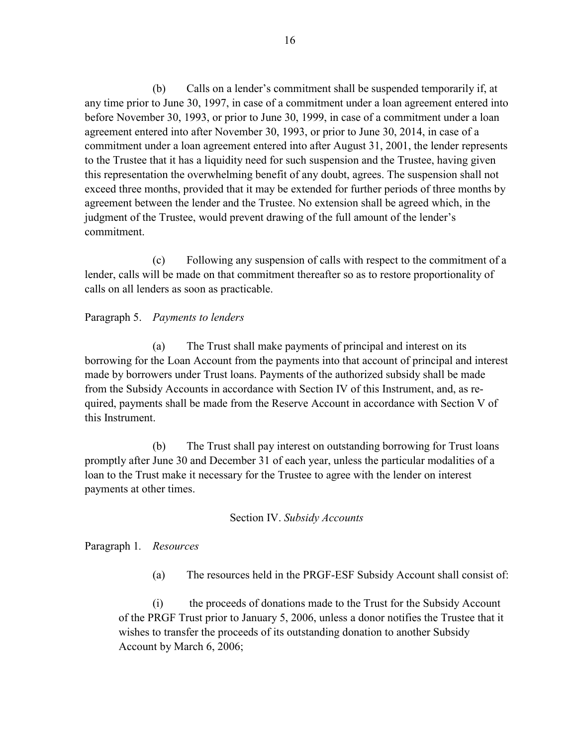(b) Calls on a lender's commitment shall be suspended temporarily if, at any time prior to June 30, 1997, in case of a commitment under a loan agreement entered into before November 30, 1993, or prior to June 30, 1999, in case of a commitment under a loan agreement entered into after November 30, 1993, or prior to June 30, 2014, in case of a commitment under a loan agreement entered into after August 31, 2001, the lender represents to the Trustee that it has a liquidity need for such suspension and the Trustee, having given this representation the overwhelming benefit of any doubt, agrees. The suspension shall not exceed three months, provided that it may be extended for further periods of three months by agreement between the lender and the Trustee. No extension shall be agreed which, in the judgment of the Trustee, would prevent drawing of the full amount of the lender's commitment.

(c) Following any suspension of calls with respect to the commitment of a lender, calls will be made on that commitment thereafter so as to restore proportionality of calls on all lenders as soon as practicable.

Paragraph 5. *Payments to lenders*

(a) The Trust shall make payments of principal and interest on its borrowing for the Loan Account from the payments into that account of principal and interest made by borrowers under Trust loans. Payments of the authorized subsidy shall be made from the Subsidy Accounts in accordance with Section IV of this Instrument, and, as required, payments shall be made from the Reserve Account in accordance with Section V of this Instrument.

(b) The Trust shall pay interest on outstanding borrowing for Trust loans promptly after June 30 and December 31 of each year, unless the particular modalities of a loan to the Trust make it necessary for the Trustee to agree with the lender on interest payments at other times.

## Section IV. *Subsidy Accounts*

Paragraph 1. *Resources*

(a) The resources held in the PRGF-ESF Subsidy Account shall consist of:

(i) the proceeds of donations made to the Trust for the Subsidy Account of the PRGF Trust prior to January 5, 2006, unless a donor notifies the Trustee that it wishes to transfer the proceeds of its outstanding donation to another Subsidy Account by March 6, 2006;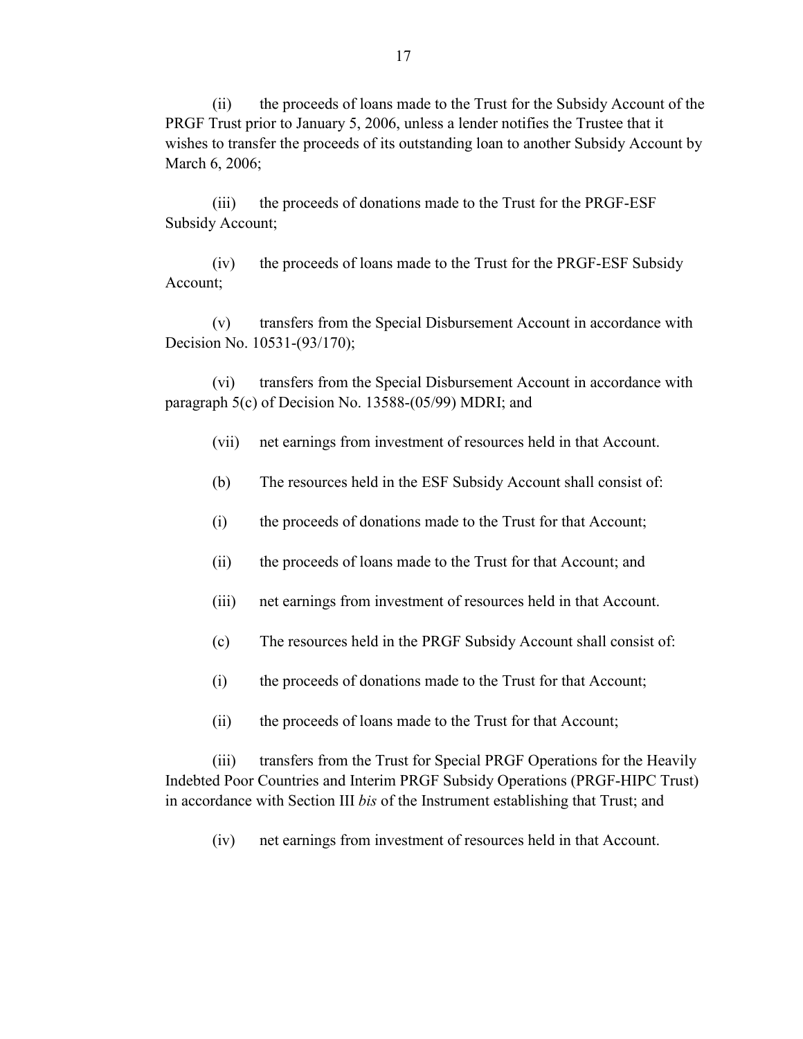(ii) the proceeds of loans made to the Trust for the Subsidy Account of the PRGF Trust prior to January 5, 2006, unless a lender notifies the Trustee that it wishes to transfer the proceeds of its outstanding loan to another Subsidy Account by March 6, 2006;

(iii) the proceeds of donations made to the Trust for the PRGF-ESF Subsidy Account;

(iv) the proceeds of loans made to the Trust for the PRGF-ESF Subsidy Account;

(v) transfers from the Special Disbursement Account in accordance with Decision No. 10531-(93/170);

(vi) transfers from the Special Disbursement Account in accordance with paragraph 5(c) of Decision No. 13588-(05/99) MDRI; and

(vii) net earnings from investment of resources held in that Account.

(b) The resources held in the ESF Subsidy Account shall consist of:

(i) the proceeds of donations made to the Trust for that Account;

(ii) the proceeds of loans made to the Trust for that Account; and

(iii) net earnings from investment of resources held in that Account.

(c) The resources held in the PRGF Subsidy Account shall consist of:

(i) the proceeds of donations made to the Trust for that Account;

(ii) the proceeds of loans made to the Trust for that Account;

(iii) transfers from the Trust for Special PRGF Operations for the Heavily Indebted Poor Countries and Interim PRGF Subsidy Operations (PRGF-HIPC Trust) in accordance with Section III *bis* of the Instrument establishing that Trust; and

(iv) net earnings from investment of resources held in that Account.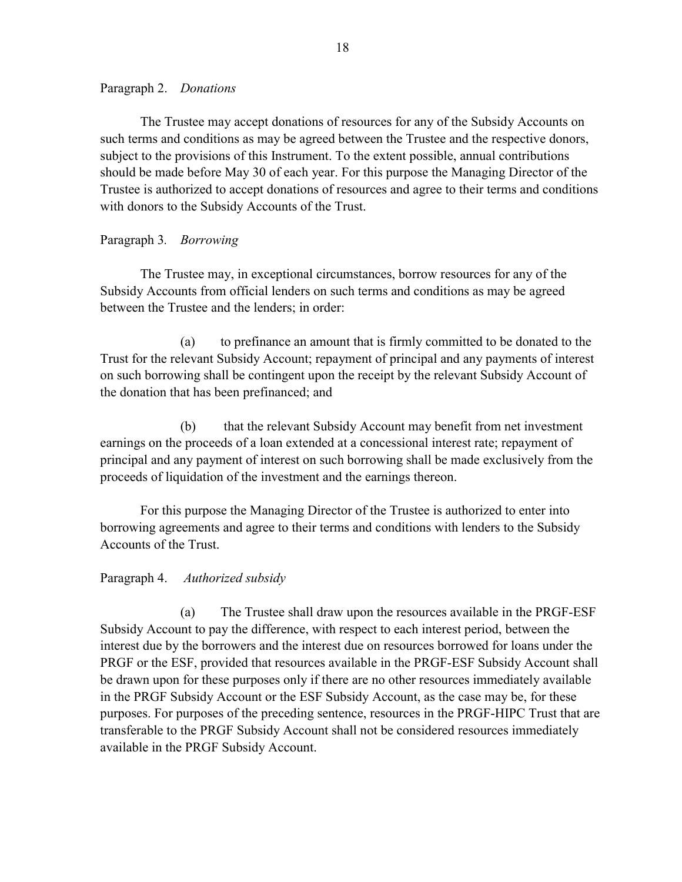Paragraph 2. *Donations*

The Trustee may accept donations of resources for any of the Subsidy Accounts on such terms and conditions as may be agreed between the Trustee and the respective donors, subject to the provisions of this Instrument. To the extent possible, annual contributions should be made before May 30 of each year. For this purpose the Managing Director of the Trustee is authorized to accept donations of resources and agree to their terms and conditions with donors to the Subsidy Accounts of the Trust.

Paragraph 3. *Borrowing*

The Trustee may, in exceptional circumstances, borrow resources for any of the Subsidy Accounts from official lenders on such terms and conditions as may be agreed between the Trustee and the lenders; in order:

(a) to prefinance an amount that is firmly committed to be donated to the Trust for the relevant Subsidy Account; repayment of principal and any payments of interest on such borrowing shall be contingent upon the receipt by the relevant Subsidy Account of the donation that has been prefinanced; and

(b) that the relevant Subsidy Account may benefit from net investment earnings on the proceeds of a loan extended at a concessional interest rate; repayment of principal and any payment of interest on such borrowing shall be made exclusively from the proceeds of liquidation of the investment and the earnings thereon.

For this purpose the Managing Director of the Trustee is authorized to enter into borrowing agreements and agree to their terms and conditions with lenders to the Subsidy Accounts of the Trust.

Paragraph 4. *Authorized subsidy*

(a) The Trustee shall draw upon the resources available in the PRGF-ESF Subsidy Account to pay the difference, with respect to each interest period, between the interest due by the borrowers and the interest due on resources borrowed for loans under the PRGF or the ESF, provided that resources available in the PRGF-ESF Subsidy Account shall be drawn upon for these purposes only if there are no other resources immediately available in the PRGF Subsidy Account or the ESF Subsidy Account, as the case may be, for these purposes. For purposes of the preceding sentence, resources in the PRGF-HIPC Trust that are transferable to the PRGF Subsidy Account shall not be considered resources immediately available in the PRGF Subsidy Account.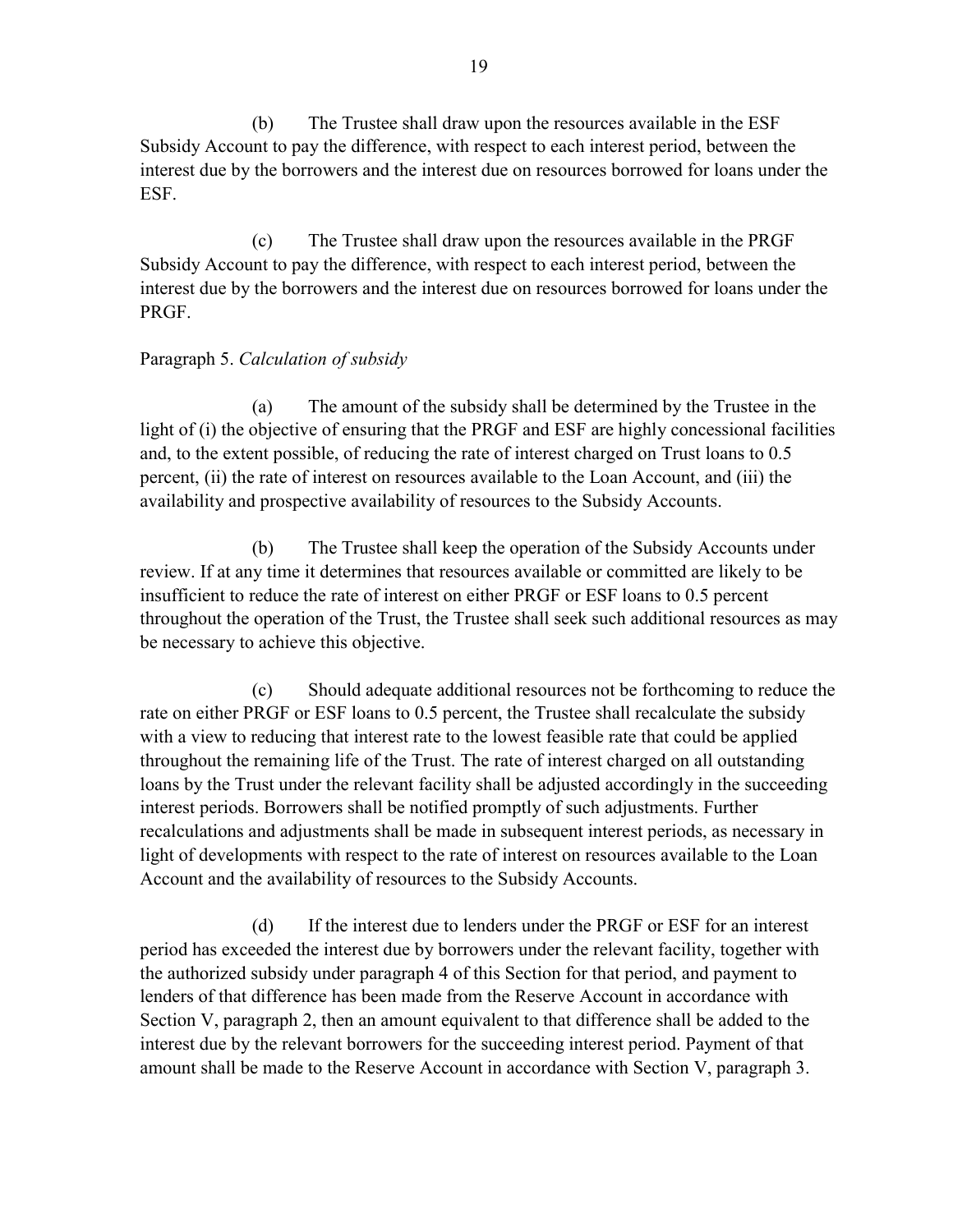(b) The Trustee shall draw upon the resources available in the ESF Subsidy Account to pay the difference, with respect to each interest period, between the interest due by the borrowers and the interest due on resources borrowed for loans under the ESF.

(c) The Trustee shall draw upon the resources available in the PRGF Subsidy Account to pay the difference, with respect to each interest period, between the interest due by the borrowers and the interest due on resources borrowed for loans under the PRGF.

Paragraph 5. *Calculation of subsidy*

(a) The amount of the subsidy shall be determined by the Trustee in the light of (i) the objective of ensuring that the PRGF and ESF are highly concessional facilities and, to the extent possible, of reducing the rate of interest charged on Trust loans to 0.5 percent, (ii) the rate of interest on resources available to the Loan Account, and (iii) the availability and prospective availability of resources to the Subsidy Accounts.

(b) The Trustee shall keep the operation of the Subsidy Accounts under review. If at any time it determines that resources available or committed are likely to be insufficient to reduce the rate of interest on either PRGF or ESF loans to 0.5 percent throughout the operation of the Trust, the Trustee shall seek such additional resources as may be necessary to achieve this objective.

(c) Should adequate additional resources not be forthcoming to reduce the rate on either PRGF or ESF loans to 0.5 percent, the Trustee shall recalculate the subsidy with a view to reducing that interest rate to the lowest feasible rate that could be applied throughout the remaining life of the Trust. The rate of interest charged on all outstanding loans by the Trust under the relevant facility shall be adjusted accordingly in the succeeding interest periods. Borrowers shall be notified promptly of such adjustments. Further recalculations and adjustments shall be made in subsequent interest periods, as necessary in light of developments with respect to the rate of interest on resources available to the Loan Account and the availability of resources to the Subsidy Accounts.

(d) If the interest due to lenders under the PRGF or ESF for an interest period has exceeded the interest due by borrowers under the relevant facility, together with the authorized subsidy under paragraph 4 of this Section for that period, and payment to lenders of that difference has been made from the Reserve Account in accordance with Section V, paragraph 2, then an amount equivalent to that difference shall be added to the interest due by the relevant borrowers for the succeeding interest period. Payment of that amount shall be made to the Reserve Account in accordance with Section V, paragraph 3.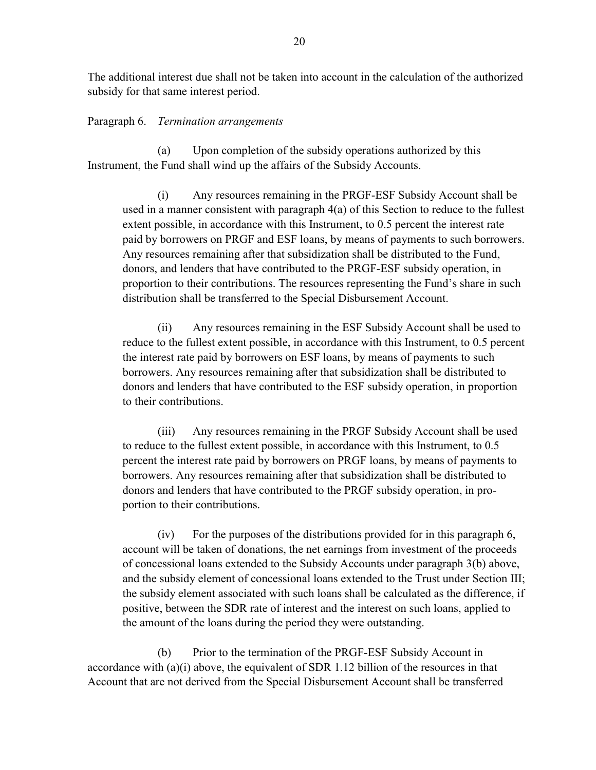The additional interest due shall not be taken into account in the calculation of the authorized subsidy for that same interest period.

Paragraph 6. *Termination arrangements*

(a) Upon completion of the subsidy operations authorized by this Instrument, the Fund shall wind up the affairs of the Subsidy Accounts.

(i) Any resources remaining in the PRGF-ESF Subsidy Account shall be used in a manner consistent with paragraph 4(a) of this Section to reduce to the fullest extent possible, in accordance with this Instrument, to 0.5 percent the interest rate paid by borrowers on PRGF and ESF loans, by means of payments to such borrowers. Any resources remaining after that subsidization shall be distributed to the Fund, donors, and lenders that have contributed to the PRGF-ESF subsidy operation, in proportion to their contributions. The resources representing the Fund's share in such distribution shall be transferred to the Special Disbursement Account.

(ii) Any resources remaining in the ESF Subsidy Account shall be used to reduce to the fullest extent possible, in accordance with this Instrument, to 0.5 percent the interest rate paid by borrowers on ESF loans, by means of payments to such borrowers. Any resources remaining after that subsidization shall be distributed to donors and lenders that have contributed to the ESF subsidy operation, in proportion to their contributions.

(iii) Any resources remaining in the PRGF Subsidy Account shall be used to reduce to the fullest extent possible, in accordance with this Instrument, to 0.5 percent the interest rate paid by borrowers on PRGF loans, by means of payments to borrowers. Any resources remaining after that subsidization shall be distributed to donors and lenders that have contributed to the PRGF subsidy operation, in proportion to their contributions.

(iv) For the purposes of the distributions provided for in this paragraph 6, account will be taken of donations, the net earnings from investment of the proceeds of concessional loans extended to the Subsidy Accounts under paragraph 3(b) above, and the subsidy element of concessional loans extended to the Trust under Section III; the subsidy element associated with such loans shall be calculated as the difference, if positive, between the SDR rate of interest and the interest on such loans, applied to the amount of the loans during the period they were outstanding.

(b) Prior to the termination of the PRGF-ESF Subsidy Account in accordance with (a)(i) above, the equivalent of SDR 1.12 billion of the resources in that Account that are not derived from the Special Disbursement Account shall be transferred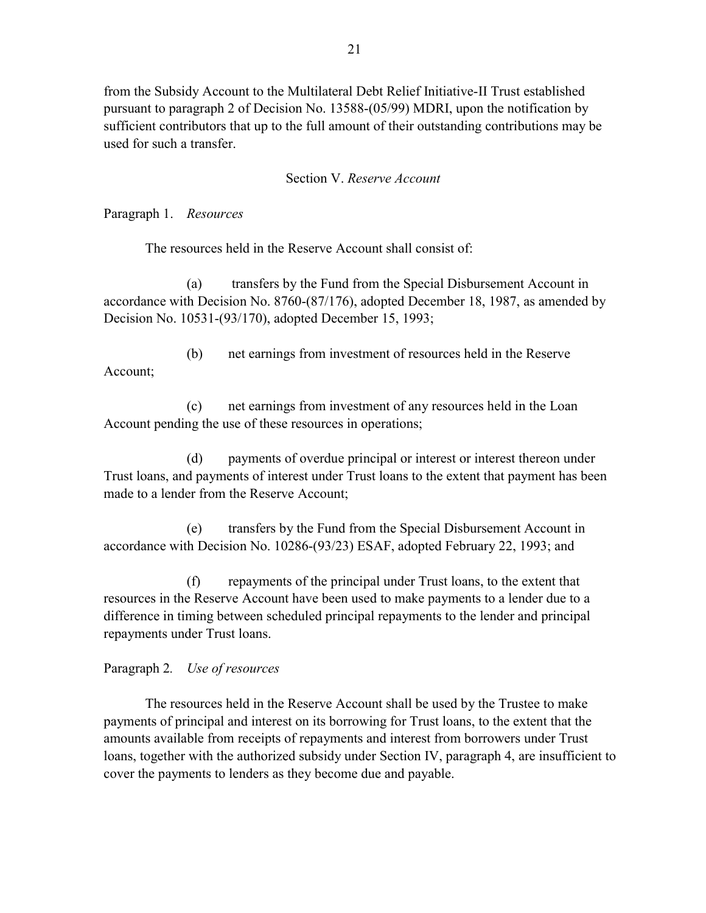from the Subsidy Account to the Multilateral Debt Relief Initiative-II Trust established pursuant to paragraph 2 of Decision No. 13588-(05/99) MDRI, upon the notification by sufficient contributors that up to the full amount of their outstanding contributions may be used for such a transfer.

## Section V. *Reserve Account*

Paragraph 1. *Resources*

The resources held in the Reserve Account shall consist of:

(a) transfers by the Fund from the Special Disbursement Account in accordance with Decision No. 8760-(87/176), adopted December 18, 1987, as amended by Decision No. 10531-(93/170), adopted December 15, 1993;

(b) net earnings from investment of resources held in the Reserve Account;

(c) net earnings from investment of any resources held in the Loan Account pending the use of these resources in operations;

(d) payments of overdue principal or interest or interest thereon under Trust loans, and payments of interest under Trust loans to the extent that payment has been made to a lender from the Reserve Account;

(e) transfers by the Fund from the Special Disbursement Account in accordance with Decision No. 10286-(93/23) ESAF, adopted February 22, 1993; and

(f) repayments of the principal under Trust loans, to the extent that resources in the Reserve Account have been used to make payments to a lender due to a difference in timing between scheduled principal repayments to the lender and principal repayments under Trust loans.

Paragraph 2. *Use of resources*

The resources held in the Reserve Account shall be used by the Trustee to make payments of principal and interest on its borrowing for Trust loans, to the extent that the amounts available from receipts of repayments and interest from borrowers under Trust loans, together with the authorized subsidy under Section IV, paragraph 4, are insufficient to cover the payments to lenders as they become due and payable.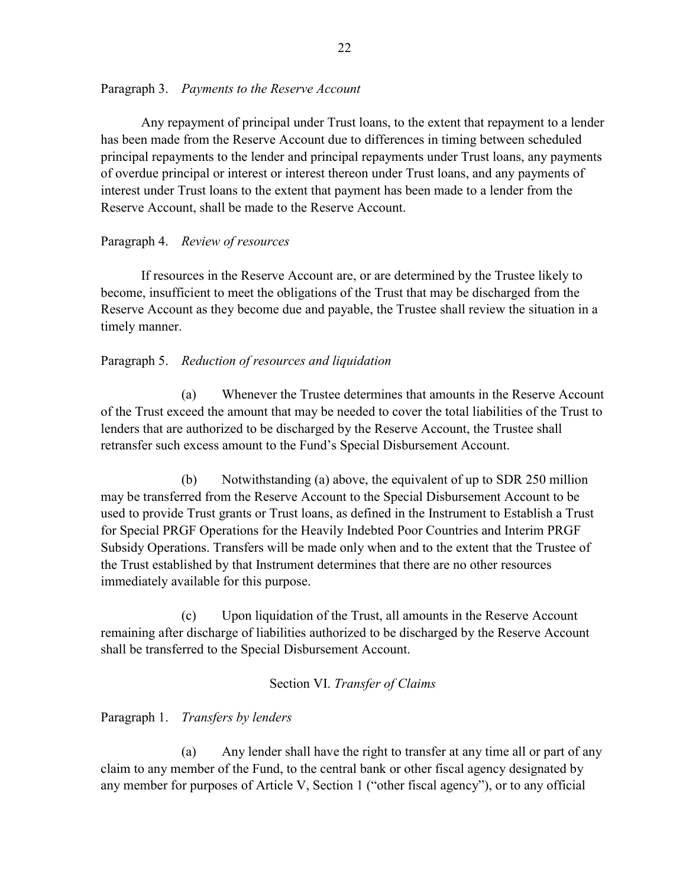Paragraph 3. *Payments to the Reserve Account*

Any repayment of principal under Trust loans, to the extent that repayment to a lender has been made from the Reserve Account due to differences in timing between scheduled principal repayments to the lender and principal repayments under Trust loans, any payments of overdue principal or interest or interest thereon under Trust loans, and any payments of interest under Trust loans to the extent that payment has been made to a lender from the Reserve Account, shall be made to the Reserve Account.

Paragraph 4. *Review of resources*

If resources in the Reserve Account are, or are determined by the Trustee likely to become, insufficient to meet the obligations of the Trust that may be discharged from the Reserve Account as they become due and payable, the Trustee shall review the situation in a timely manner.

Paragraph 5. *Reduction of resources and liquidation*

(a) Whenever the Trustee determines that amounts in the Reserve Account of the Trust exceed the amount that may be needed to cover the total liabilities of the Trust to lenders that are authorized to be discharged by the Reserve Account, the Trustee shall retransfer such excess amount to the Fund's Special Disbursement Account.

(b) Notwithstanding (a) above, the equivalent of up to SDR 250 million may be transferred from the Reserve Account to the Special Disbursement Account to be used to provide Trust grants or Trust loans, as defined in the Instrument to Establish a Trust for Special PRGF Operations for the Heavily Indebted Poor Countries and Interim PRGF Subsidy Operations. Transfers will be made only when and to the extent that the Trustee of the Trust established by that Instrument determines that there are no other resources immediately available for this purpose.

(c) Upon liquidation of the Trust, all amounts in the Reserve Account remaining after discharge of liabilities authorized to be discharged by the Reserve Account shall be transferred to the Special Disbursement Account.

## Section VI. *Transfer of Claims*

Paragraph 1. *Transfers by lenders*

(a) Any lender shall have the right to transfer at any time all or part of any claim to any member of the Fund, to the central bank or other fiscal agency designated by any member for purposes of Article V, Section 1 ("other fiscal agency"), or to any official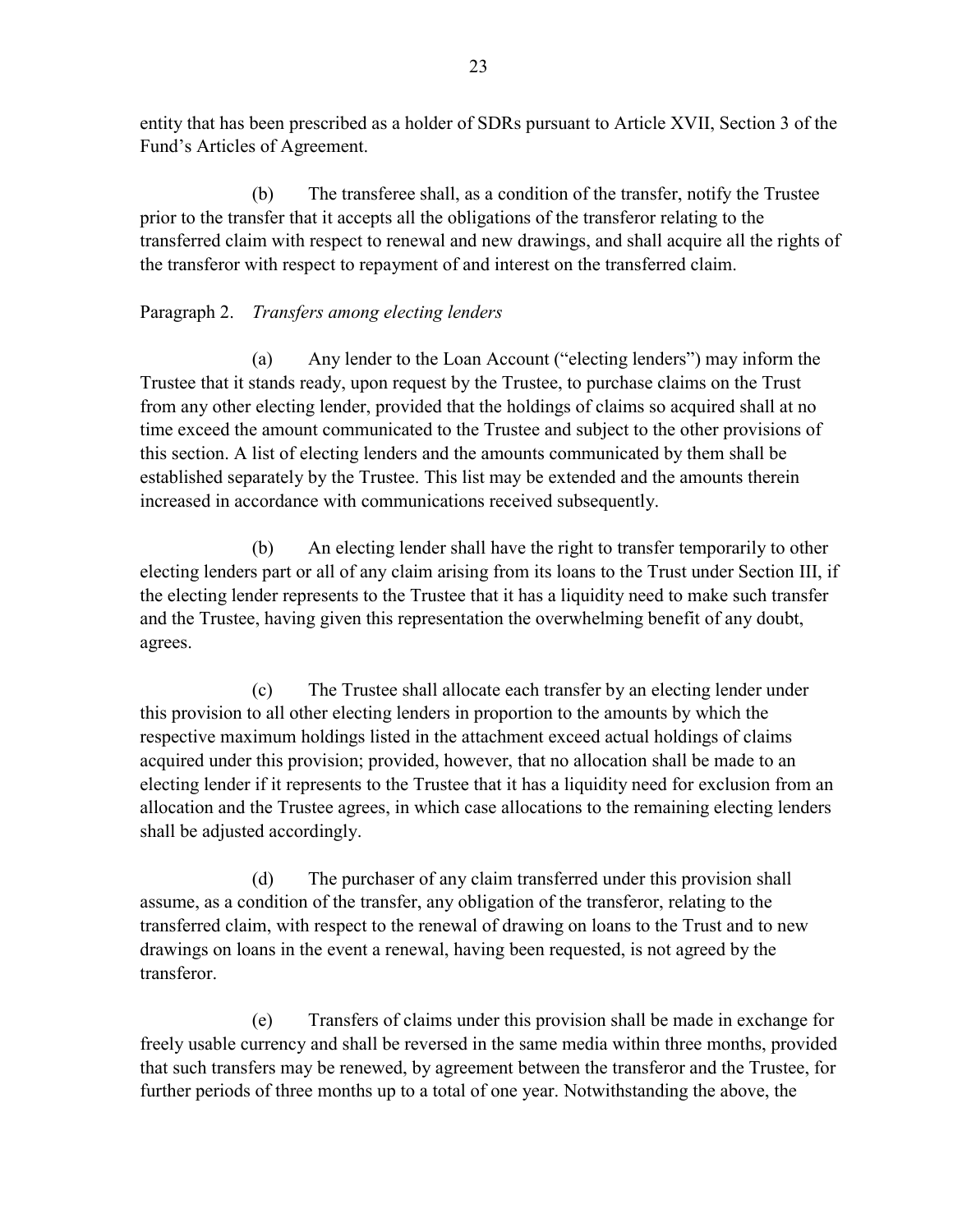entity that has been prescribed as a holder of SDRs pursuant to Article XVII, Section 3 of the Fund's Articles of Agreement.

(b) The transferee shall, as a condition of the transfer, notify the Trustee prior to the transfer that it accepts all the obligations of the transferor relating to the transferred claim with respect to renewal and new drawings, and shall acquire all the rights of the transferor with respect to repayment of and interest on the transferred claim.

Paragraph 2. *Transfers among electing lenders*

(a) Any lender to the Loan Account ("electing lenders") may inform the Trustee that it stands ready, upon request by the Trustee, to purchase claims on the Trust from any other electing lender, provided that the holdings of claims so acquired shall at no time exceed the amount communicated to the Trustee and subject to the other provisions of this section. A list of electing lenders and the amounts communicated by them shall be established separately by the Trustee. This list may be extended and the amounts therein increased in accordance with communications received subsequently.

(b) An electing lender shall have the right to transfer temporarily to other electing lenders part or all of any claim arising from its loans to the Trust under Section III, if the electing lender represents to the Trustee that it has a liquidity need to make such transfer and the Trustee, having given this representation the overwhelming benefit of any doubt, agrees.

(c) The Trustee shall allocate each transfer by an electing lender under this provision to all other electing lenders in proportion to the amounts by which the respective maximum holdings listed in the attachment exceed actual holdings of claims acquired under this provision; provided, however, that no allocation shall be made to an electing lender if it represents to the Trustee that it has a liquidity need for exclusion from an allocation and the Trustee agrees, in which case allocations to the remaining electing lenders shall be adjusted accordingly.

(d) The purchaser of any claim transferred under this provision shall assume, as a condition of the transfer, any obligation of the transferor, relating to the transferred claim, with respect to the renewal of drawing on loans to the Trust and to new drawings on loans in the event a renewal, having been requested, is not agreed by the transferor.

(e) Transfers of claims under this provision shall be made in exchange for freely usable currency and shall be reversed in the same media within three months, provided that such transfers may be renewed, by agreement between the transferor and the Trustee, for further periods of three months up to a total of one year. Notwithstanding the above, the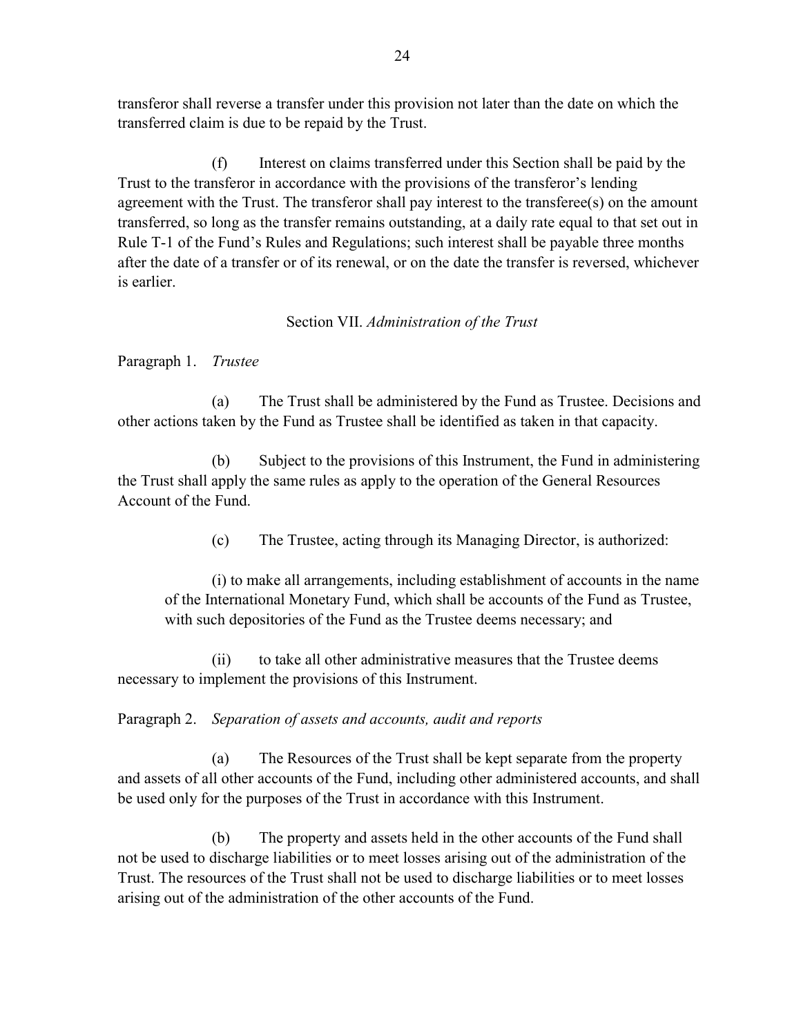transferor shall reverse a transfer under this provision not later than the date on which the transferred claim is due to be repaid by the Trust.

(f) Interest on claims transferred under this Section shall be paid by the Trust to the transferor in accordance with the provisions of the transferor's lending agreement with the Trust. The transferor shall pay interest to the transferee(s) on the amount transferred, so long as the transfer remains outstanding, at a daily rate equal to that set out in Rule T-1 of the Fund's Rules and Regulations; such interest shall be payable three months after the date of a transfer or of its renewal, or on the date the transfer is reversed, whichever is earlier.

## Section VII. *Administration of the Trust*

Paragraph 1. *Trustee*

(a) The Trust shall be administered by the Fund as Trustee. Decisions and other actions taken by the Fund as Trustee shall be identified as taken in that capacity.

(b) Subject to the provisions of this Instrument, the Fund in administering the Trust shall apply the same rules as apply to the operation of the General Resources Account of the Fund.

(c) The Trustee, acting through its Managing Director, is authorized:

(i) to make all arrangements, including establishment of accounts in the name of the International Monetary Fund, which shall be accounts of the Fund as Trustee, with such depositories of the Fund as the Trustee deems necessary; and

(ii) to take all other administrative measures that the Trustee deems necessary to implement the provisions of this Instrument.

Paragraph 2. *Separation of assets and accounts, audit and reports*

(a) The Resources of the Trust shall be kept separate from the property and assets of all other accounts of the Fund, including other administered accounts, and shall be used only for the purposes of the Trust in accordance with this Instrument.

(b) The property and assets held in the other accounts of the Fund shall not be used to discharge liabilities or to meet losses arising out of the administration of the Trust. The resources of the Trust shall not be used to discharge liabilities or to meet losses arising out of the administration of the other accounts of the Fund.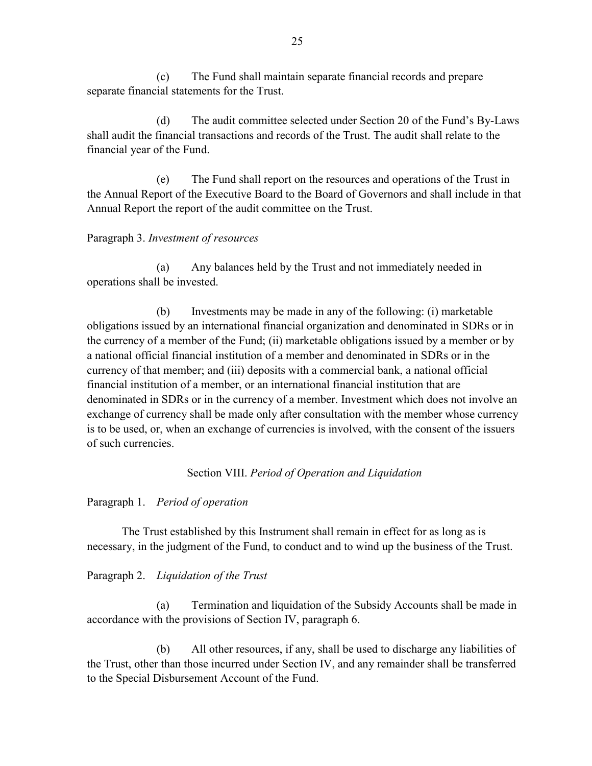(c) The Fund shall maintain separate financial records and prepare separate financial statements for the Trust.

(d) The audit committee selected under Section 20 of the Fund's By-Laws shall audit the financial transactions and records of the Trust. The audit shall relate to the financial year of the Fund.

(e) The Fund shall report on the resources and operations of the Trust in the Annual Report of the Executive Board to the Board of Governors and shall include in that Annual Report the report of the audit committee on the Trust.

Paragraph 3. *Investment of resources*

(a) Any balances held by the Trust and not immediately needed in operations shall be invested.

(b) Investments may be made in any of the following: (i) marketable obligations issued by an international financial organization and denominated in SDRs or in the currency of a member of the Fund; (ii) marketable obligations issued by a member or by a national official financial institution of a member and denominated in SDRs or in the currency of that member; and (iii) deposits with a commercial bank, a national official financial institution of a member, or an international financial institution that are denominated in SDRs or in the currency of a member. Investment which does not involve an exchange of currency shall be made only after consultation with the member whose currency is to be used, or, when an exchange of currencies is involved, with the consent of the issuers of such currencies.

## Section VIII. *Period of Operation and Liquidation*

Paragraph 1. *Period of operation*

The Trust established by this Instrument shall remain in effect for as long as is necessary, in the judgment of the Fund, to conduct and to wind up the business of the Trust.

Paragraph 2. *Liquidation of the Trust*

(a) Termination and liquidation of the Subsidy Accounts shall be made in accordance with the provisions of Section IV, paragraph 6.

(b) All other resources, if any, shall be used to discharge any liabilities of the Trust, other than those incurred under Section IV, and any remainder shall be transferred to the Special Disbursement Account of the Fund.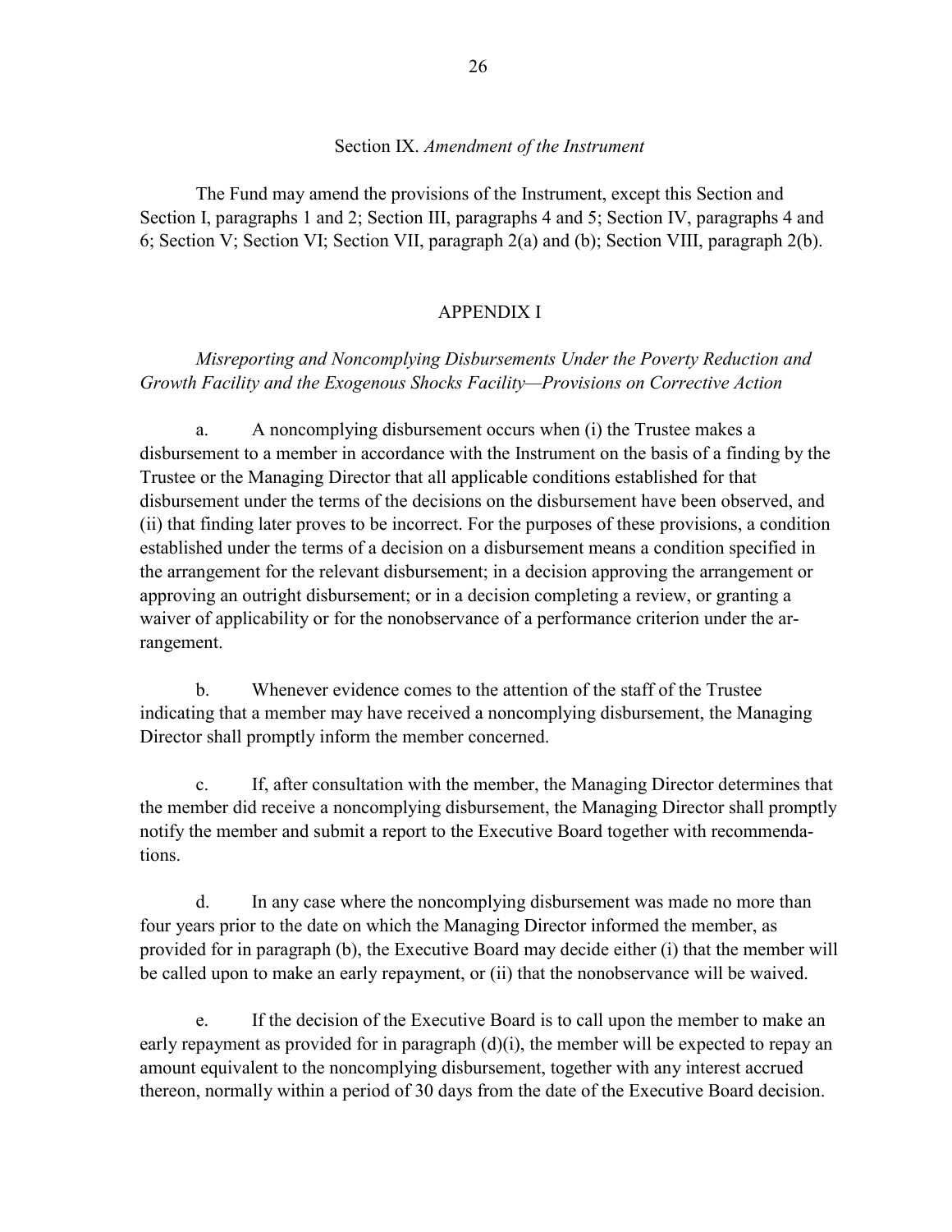## Section IX. *Amendment of the Instrument*

The Fund may amend the provisions of the Instrument, except this Section and Section I, paragraphs 1 and 2; Section III, paragraphs 4 and 5; Section IV, paragraphs 4 and 6; Section V; Section VI; Section VII, paragraph 2(a) and (b); Section VIII, paragraph 2(b).

## APPENDIX I

*Misreporting and Noncomplying Disbursements Under the Poverty Reduction and Growth Facility and the Exogenous Shocks Facility—Provisions on Corrective Action*

a. A noncomplying disbursement occurs when (i) the Trustee makes a disbursement to a member in accordance with the Instrument on the basis of a finding by the Trustee or the Managing Director that all applicable conditions established for that disbursement under the terms of the decisions on the disbursement have been observed, and (ii) that finding later proves to be incorrect. For the purposes of these provisions, a condition established under the terms of a decision on a disbursement means a condition specified in the arrangement for the relevant disbursement; in a decision approving the arrangement or approving an outright disbursement; or in a decision completing a review, or granting a waiver of applicability or for the nonobservance of a performance criterion under the arrangement.

b. Whenever evidence comes to the attention of the staff of the Trustee indicating that a member may have received a noncomplying disbursement, the Managing Director shall promptly inform the member concerned.

c. If, after consultation with the member, the Managing Director determines that the member did receive a noncomplying disbursement, the Managing Director shall promptly notify the member and submit a report to the Executive Board together with recommendations.

d. In any case where the noncomplying disbursement was made no more than four years prior to the date on which the Managing Director informed the member, as provided for in paragraph (b), the Executive Board may decide either (i) that the member will be called upon to make an early repayment, or (ii) that the nonobservance will be waived.

e. If the decision of the Executive Board is to call upon the member to make an early repayment as provided for in paragraph (d)(i), the member will be expected to repay an amount equivalent to the noncomplying disbursement, together with any interest accrued thereon, normally within a period of 30 days from the date of the Executive Board decision.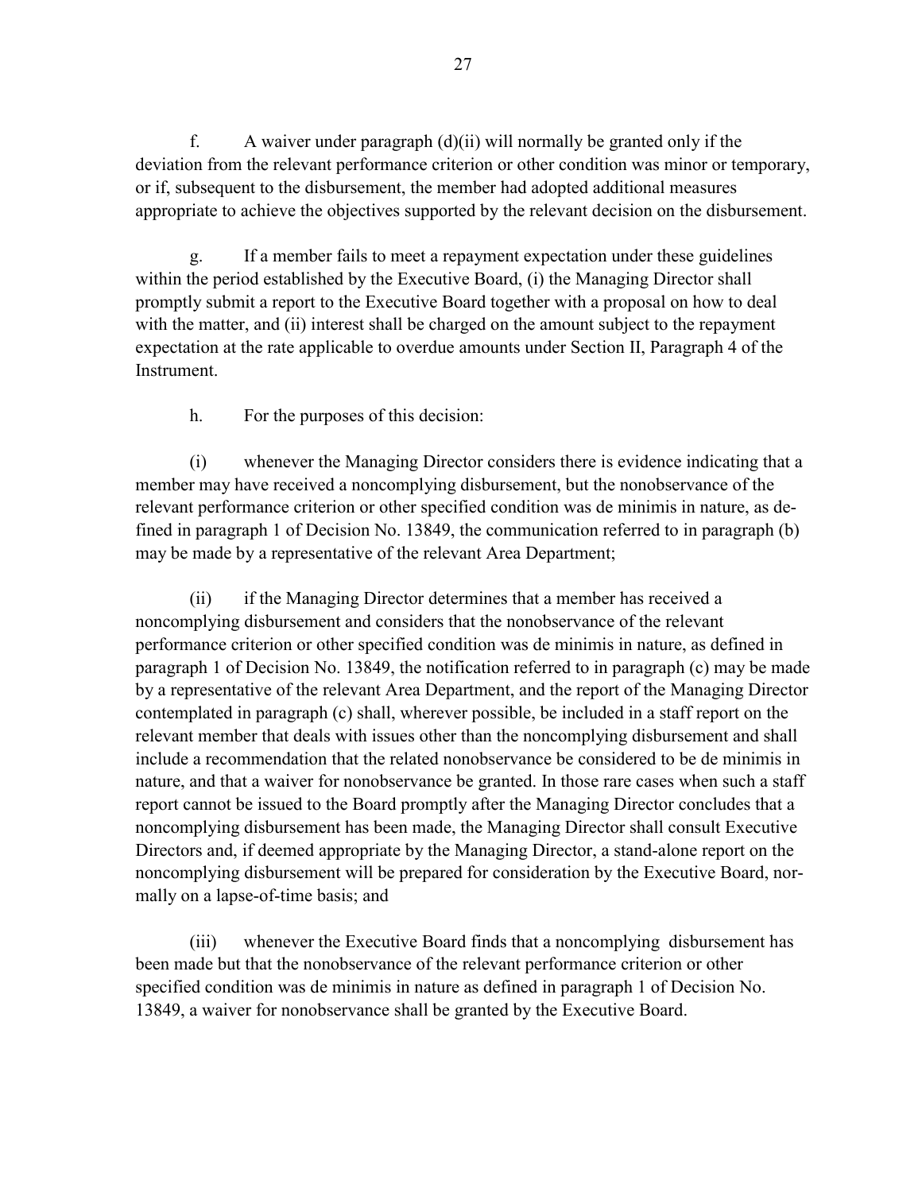f. A waiver under paragraph (d)(ii) will normally be granted only if the deviation from the relevant performance criterion or other condition was minor or temporary, or if, subsequent to the disbursement, the member had adopted additional measures appropriate to achieve the objectives supported by the relevant decision on the disbursement.

g. If a member fails to meet a repayment expectation under these guidelines within the period established by the Executive Board, (i) the Managing Director shall promptly submit a report to the Executive Board together with a proposal on how to deal with the matter, and (ii) interest shall be charged on the amount subject to the repayment expectation at the rate applicable to overdue amounts under Section II, Paragraph 4 of the Instrument.

h. For the purposes of this decision:

(i) whenever the Managing Director considers there is evidence indicating that a member may have received a noncomplying disbursement, but the nonobservance of the relevant performance criterion or other specified condition was de minimis in nature, as defined in paragraph 1 of Decision No. 13849, the communication referred to in paragraph (b) may be made by a representative of the relevant Area Department;

(ii) if the Managing Director determines that a member has received a noncomplying disbursement and considers that the nonobservance of the relevant performance criterion or other specified condition was de minimis in nature, as defined in paragraph 1 of Decision No. 13849, the notification referred to in paragraph (c) may be made by a representative of the relevant Area Department, and the report of the Managing Director contemplated in paragraph (c) shall, wherever possible, be included in a staff report on the relevant member that deals with issues other than the noncomplying disbursement and shall include a recommendation that the related nonobservance be considered to be de minimis in nature, and that a waiver for nonobservance be granted. In those rare cases when such a staff report cannot be issued to the Board promptly after the Managing Director concludes that a noncomplying disbursement has been made, the Managing Director shall consult Executive Directors and, if deemed appropriate by the Managing Director, a stand-alone report on the noncomplying disbursement will be prepared for consideration by the Executive Board, normally on a lapse-of-time basis; and

(iii) whenever the Executive Board finds that a noncomplying disbursement has been made but that the nonobservance of the relevant performance criterion or other specified condition was de minimis in nature as defined in paragraph 1 of Decision No. 13849, a waiver for nonobservance shall be granted by the Executive Board.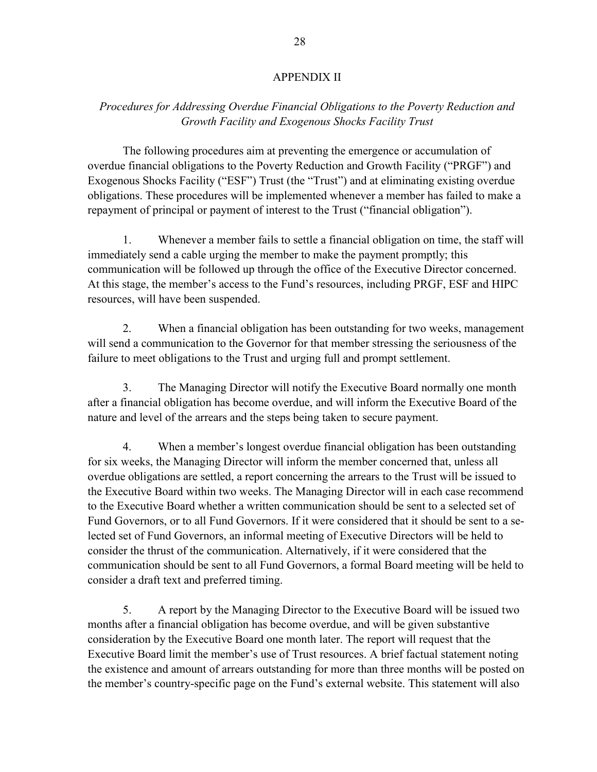# APPENDIX II

*Procedures for Addressing Overdue Financial Obligations to the Poverty Reduction and Growth Facility and Exogenous Shocks Facility Trust*

The following procedures aim at preventing the emergence or accumulation of overdue financial obligations to the Poverty Reduction and Growth Facility ("PRGF") and Exogenous Shocks Facility ("ESF") Trust (the "Trust") and at eliminating existing overdue obligations. These procedures will be implemented whenever a member has failed to make a repayment of principal or payment of interest to the Trust ("financial obligation").

1. Whenever a member fails to settle a financial obligation on time, the staff will immediately send a cable urging the member to make the payment promptly; this communication will be followed up through the office of the Executive Director concerned. At this stage, the member's access to the Fund's resources, including PRGF, ESF and HIPC resources, will have been suspended.

2. When a financial obligation has been outstanding for two weeks, management will send a communication to the Governor for that member stressing the seriousness of the failure to meet obligations to the Trust and urging full and prompt settlement.

3. The Managing Director will notify the Executive Board normally one month after a financial obligation has become overdue, and will inform the Executive Board of the nature and level of the arrears and the steps being taken to secure payment.

4. When a member's longest overdue financial obligation has been outstanding for six weeks, the Managing Director will inform the member concerned that, unless all overdue obligations are settled, a report concerning the arrears to the Trust will be issued to the Executive Board within two weeks. The Managing Director will in each case recommend to the Executive Board whether a written communication should be sent to a selected set of Fund Governors, or to all Fund Governors. If it were considered that it should be sent to a selected set of Fund Governors, an informal meeting of Executive Directors will be held to consider the thrust of the communication. Alternatively, if it were considered that the communication should be sent to all Fund Governors, a formal Board meeting will be held to consider a draft text and preferred timing.

5. A report by the Managing Director to the Executive Board will be issued two months after a financial obligation has become overdue, and will be given substantive consideration by the Executive Board one month later. The report will request that the Executive Board limit the member's use of Trust resources. A brief factual statement noting the existence and amount of arrears outstanding for more than three months will be posted on the member's country-specific page on the Fund's external website. This statement will also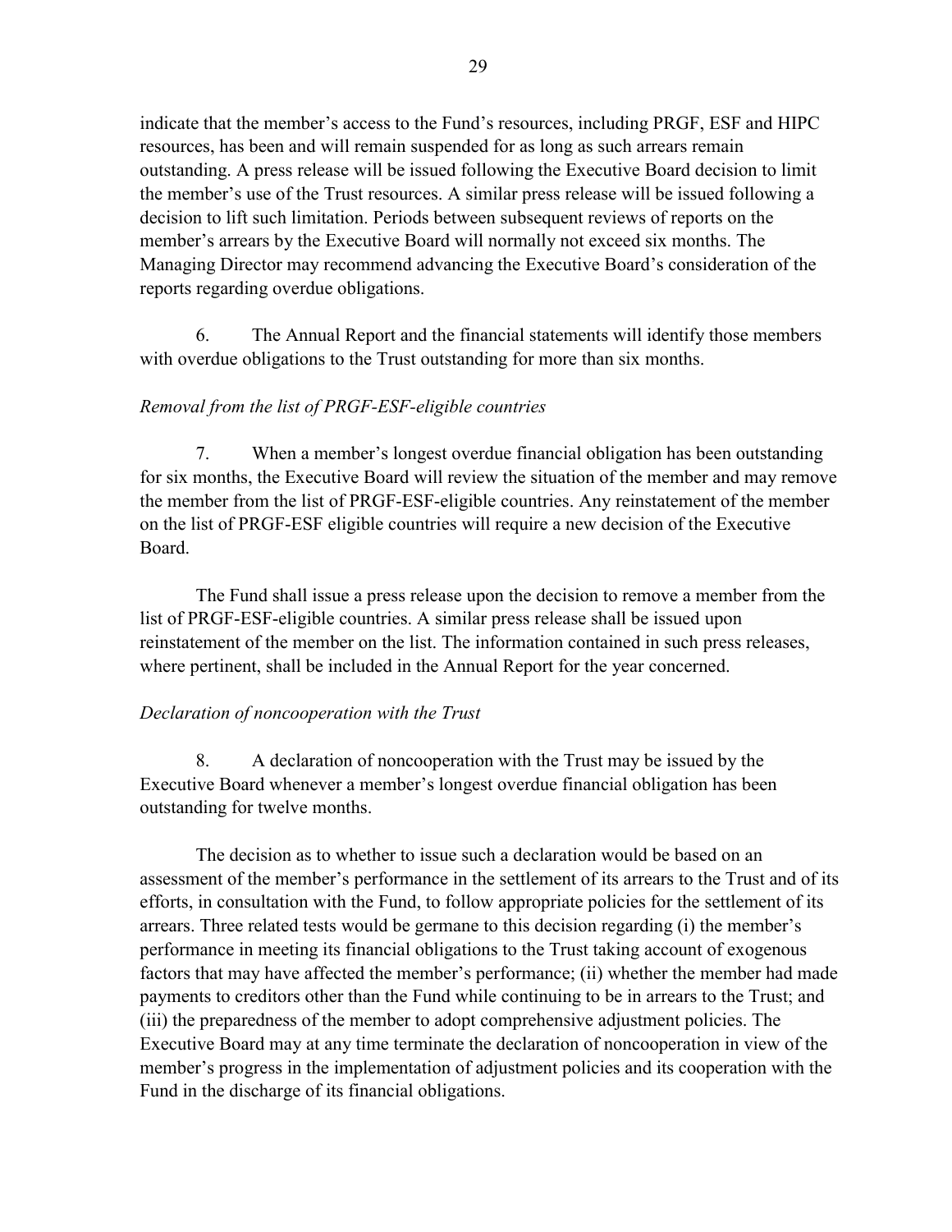indicate that the member's access to the Fund's resources, including PRGF, ESF and HIPC resources, has been and will remain suspended for as long as such arrears remain outstanding. A press release will be issued following the Executive Board decision to limit the member's use of the Trust resources. A similar press release will be issued following a decision to lift such limitation. Periods between subsequent reviews of reports on the member's arrears by the Executive Board will normally not exceed six months. The Managing Director may recommend advancing the Executive Board's consideration of the reports regarding overdue obligations.

6. The Annual Report and the financial statements will identify those members with overdue obligations to the Trust outstanding for more than six months.

*Removal from the list of PRGF-ESF-eligible countries*

7. When a member's longest overdue financial obligation has been outstanding for six months, the Executive Board will review the situation of the member and may remove the member from the list of PRGF-ESF-eligible countries. Any reinstatement of the member on the list of PRGF-ESF eligible countries will require a new decision of the Executive Board.

The Fund shall issue a press release upon the decision to remove a member from the list of PRGF-ESF-eligible countries. A similar press release shall be issued upon reinstatement of the member on the list. The information contained in such press releases, where pertinent, shall be included in the Annual Report for the year concerned.

*Declaration of noncooperation with the Trust*

8. A declaration of noncooperation with the Trust may be issued by the Executive Board whenever a member's longest overdue financial obligation has been outstanding for twelve months.

The decision as to whether to issue such a declaration would be based on an assessment of the member's performance in the settlement of its arrears to the Trust and of its efforts, in consultation with the Fund, to follow appropriate policies for the settlement of its arrears. Three related tests would be germane to this decision regarding (i) the member's performance in meeting its financial obligations to the Trust taking account of exogenous factors that may have affected the member's performance; (ii) whether the member had made payments to creditors other than the Fund while continuing to be in arrears to the Trust; and (iii) the preparedness of the member to adopt comprehensive adjustment policies. The Executive Board may at any time terminate the declaration of noncooperation in view of the member's progress in the implementation of adjustment policies and its cooperation with the Fund in the discharge of its financial obligations.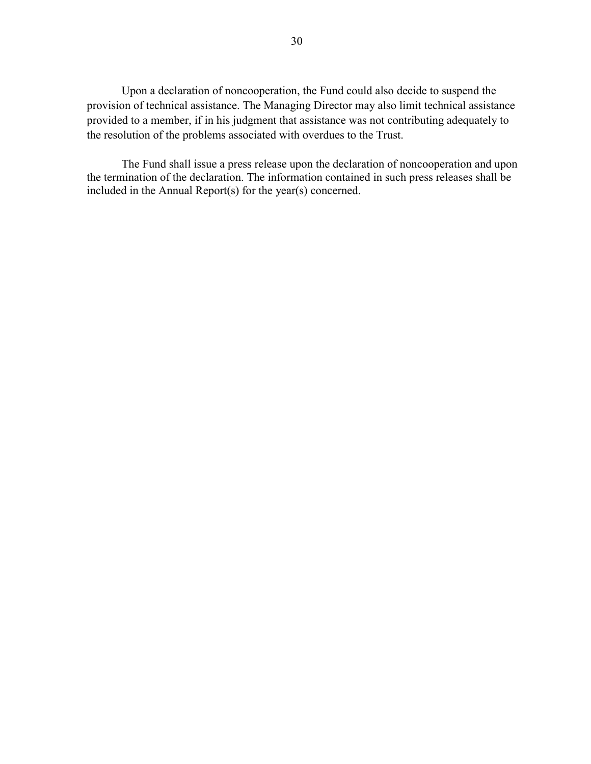Upon a declaration of noncooperation, the Fund could also decide to suspend the provision of technical assistance. The Managing Director may also limit technical assistance provided to a member, if in his judgment that assistance was not contributing adequately to the resolution of the problems associated with overdues to the Trust.

The Fund shall issue a press release upon the declaration of noncooperation and upon the termination of the declaration. The information contained in such press releases shall be included in the Annual Report(s) for the year(s) concerned.